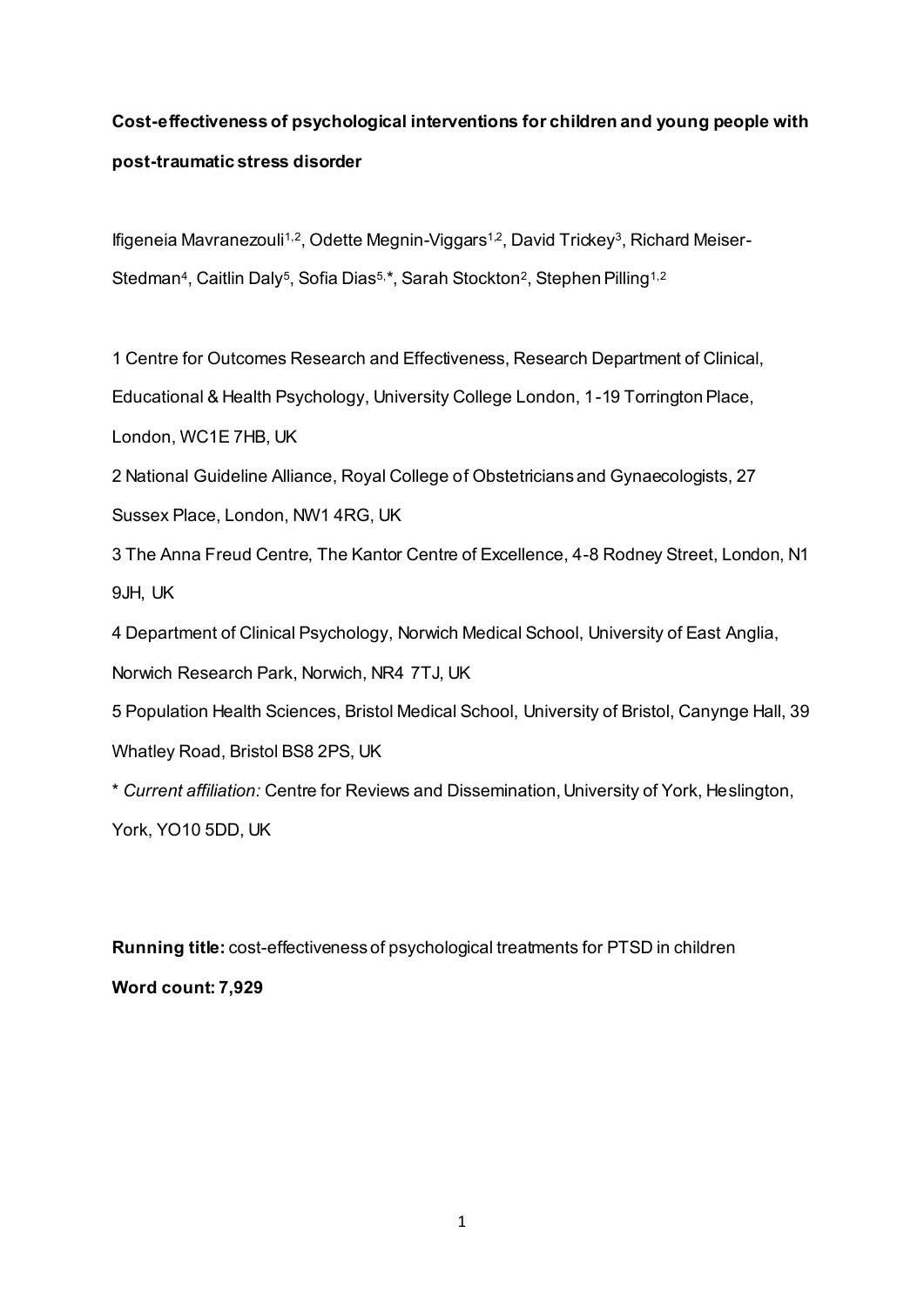**Cost-effectiveness of psychological interventions for children and young people with post-traumatic stress disorder**

Ifigeneia Mavranezouli[1,2], Odette Megnin-Viggars[1,2], David Trickey[3], Richard Meiser-Stedman[4], Caitlin Daly[5], Sofia Dias[5,*], Sarah Stockton[2], Stephen Pilling[1,2]

1 Centre for Outcomes Research and Effectiveness, Research Department of Clinical, Educational & Health Psychology, University College London, 1-19 Torrington Place, London, WC1E 7HB, UK

2 National Guideline Alliance, Royal College of Obstetricians and Gynaecologists, 27 Sussex Place, London, NW1 4RG, UK

3 The Anna Freud Centre, The Kantor Centre of Excellence, 4-8 Rodney Street, London, N1 9JH, UK

4 Department of Clinical Psychology, Norwich Medical School, University of East Anglia, Norwich Research Park, Norwich, NR4 7TJ, UK

5 Population Health Sciences, Bristol Medical School, University of Bristol, Canynge Hall, 39 Whatley Road, Bristol BS8 2PS, UK

\* *Current affiliation:* Centre for Reviews and Dissemination, University of York, Heslington, York, YO10 5DD, UK

**Running title:** cost-effectiveness of psychological treatments for PTSD in children

**Word count: 7,929**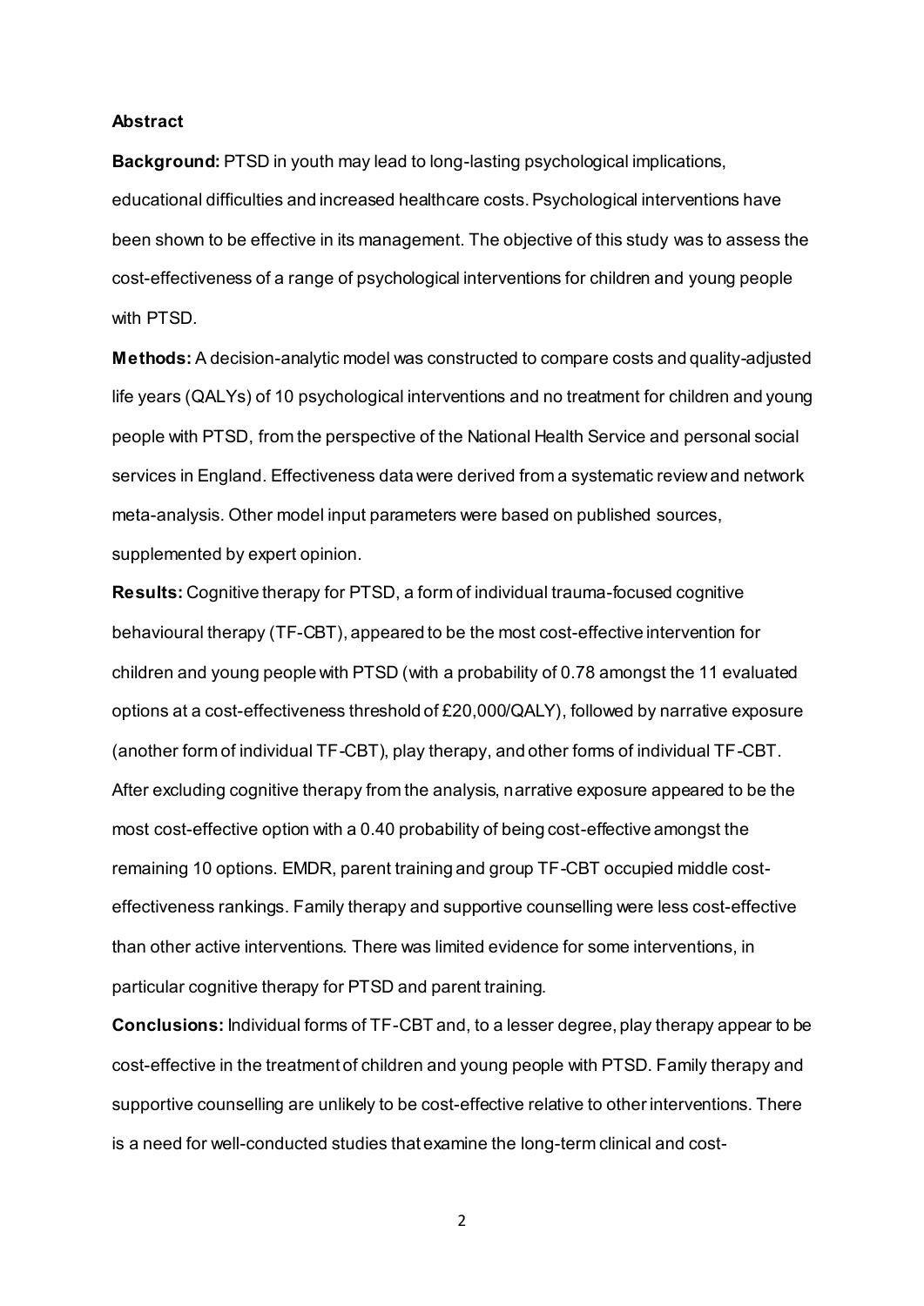**Abstract**

**Background:** PTSD in youth may lead to long-lasting psychological implications, educational difficulties and increased healthcare costs. Psychological interventions have been shown to be effective in its management. The objective of this study was to assess the cost-effectiveness of a range of psychological interventions for children and young people with PTSD.

**Methods:** A decision-analytic model was constructed to compare costs and quality-adjusted life years (QALYs) of 10 psychological interventions and no treatment for children and young people with PTSD, from the perspective of the National Health Service and personal social services in England. Effectiveness data were derived from a systematic review and network meta-analysis. Other model input parameters were based on published sources, supplemented by expert opinion.

**Results:** Cognitive therapy for PTSD, a form of individual trauma-focused cognitive behavioural therapy (TF-CBT), appeared to be the most cost-effective intervention for children and young people with PTSD (with a probability of 0.78 amongst the 11 evaluated options at a cost-effectiveness threshold of £20,000/QALY), followed by narrative exposure (another form of individual TF-CBT), play therapy, and other forms of individual TF-CBT. After excluding cognitive therapy from the analysis, narrative exposure appeared to be the most cost-effective option with a 0.40 probability of being cost-effective amongst the remaining 10 options. EMDR, parent training and group TF-CBT occupied middle cost-effectiveness rankings. Family therapy and supportive counselling were less cost-effective than other active interventions. There was limited evidence for some interventions, in particular cognitive therapy for PTSD and parent training.

**Conclusions:** Individual forms of TF-CBT and, to a lesser degree, play therapy appear to be cost-effective in the treatment of children and young people with PTSD. Family therapy and supportive counselling are unlikely to be cost-effective relative to other interventions. There is a need for well-conducted studies that examine the long-term clinical and cost-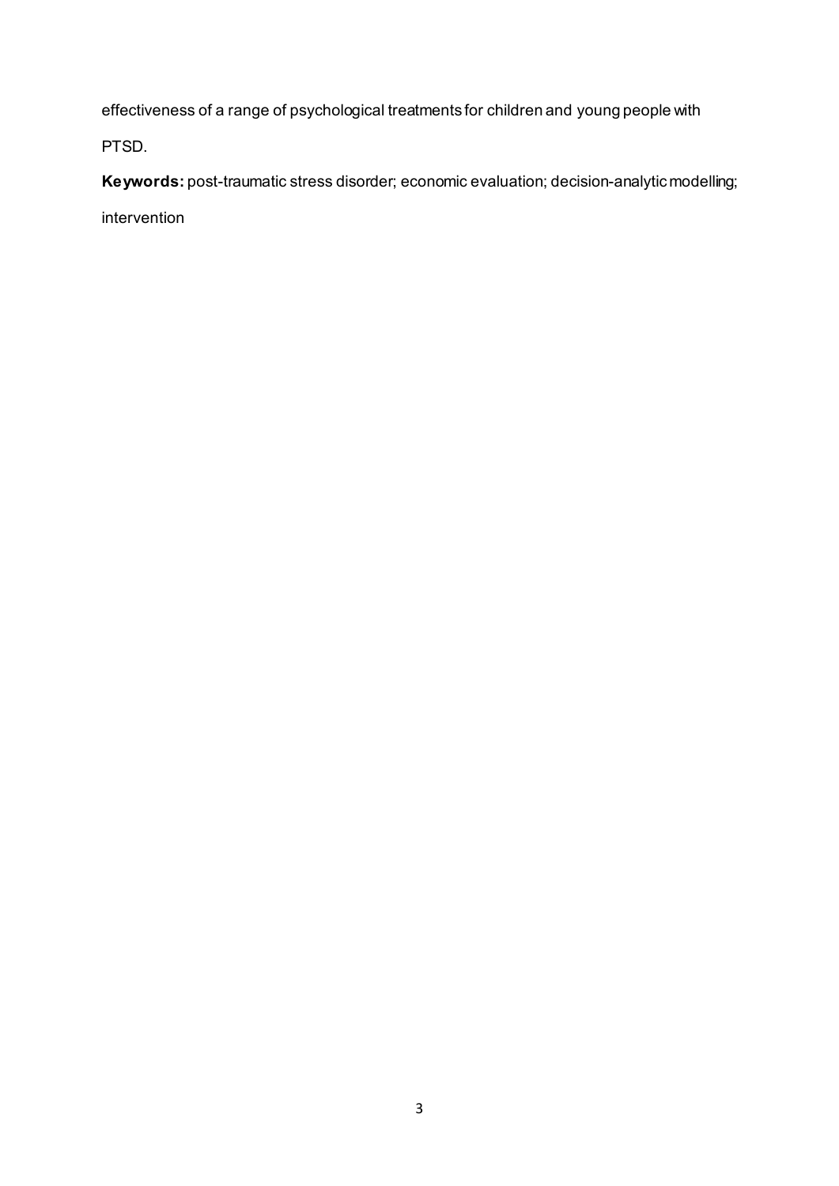effectiveness of a range of psychological treatments for children and young people with PTSD.

**Keywords:** post-traumatic stress disorder; economic evaluation; decision-analytic modelling; intervention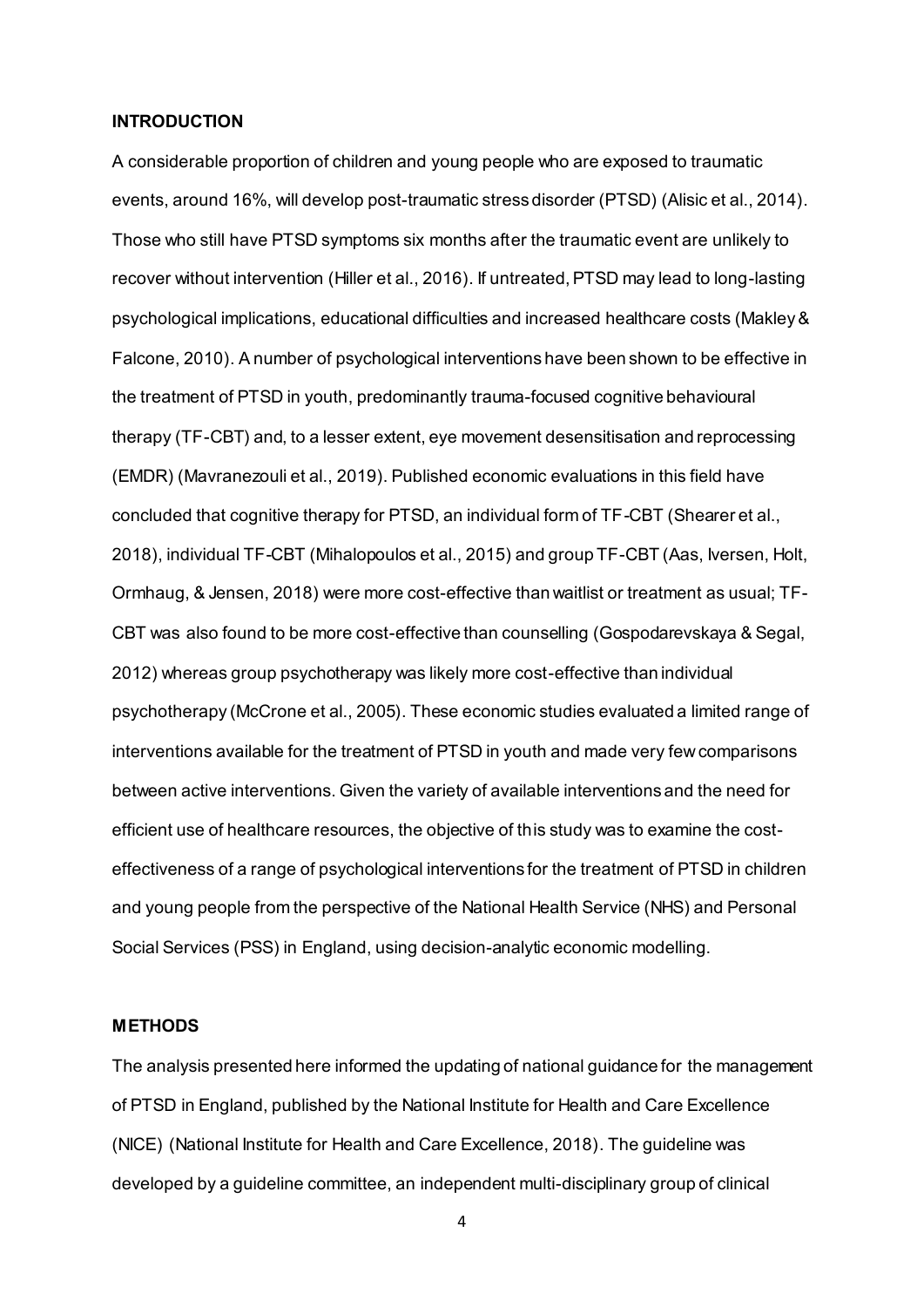## INTRODUCTION

A considerable proportion of children and young people who are exposed to traumatic events, around 16%, will develop post-traumatic stress disorder (PTSD) (Alisic et al., 2014). Those who still have PTSD symptoms six months after the traumatic event are unlikely to recover without intervention (Hiller et al., 2016). If untreated, PTSD may lead to long-lasting psychological implications, educational difficulties and increased healthcare costs (Makley & Falcone, 2010). A number of psychological interventions have been shown to be effective in the treatment of PTSD in youth, predominantly trauma-focused cognitive behavioural therapy (TF-CBT) and, to a lesser extent, eye movement desensitisation and reprocessing (EMDR) (Mavranezouli et al., 2019). Published economic evaluations in this field have concluded that cognitive therapy for PTSD, an individual form of TF-CBT (Shearer et al., 2018), individual TF-CBT (Mihalopoulos et al., 2015) and group TF-CBT (Aas, Iversen, Holt, Ormhaug, & Jensen, 2018) were more cost-effective than waitlist or treatment as usual; TF-CBT was also found to be more cost-effective than counselling (Gospodarevskaya & Segal, 2012) whereas group psychotherapy was likely more cost-effective than individual psychotherapy (McCrone et al., 2005). These economic studies evaluated a limited range of interventions available for the treatment of PTSD in youth and made very few comparisons between active interventions. Given the variety of available interventions and the need for efficient use of healthcare resources, the objective of this study was to examine the cost-effectiveness of a range of psychological interventions for the treatment of PTSD in children and young people from the perspective of the National Health Service (NHS) and Personal Social Services (PSS) in England, using decision-analytic economic modelling.

## METHODS

The analysis presented here informed the updating of national guidance for the management of PTSD in England, published by the National Institute for Health and Care Excellence (NICE) (National Institute for Health and Care Excellence, 2018). The guideline was developed by a guideline committee, an independent multi-disciplinary group of clinical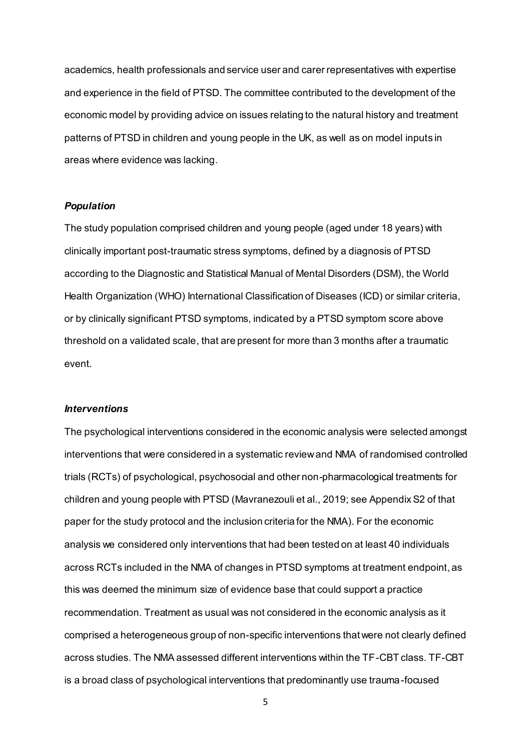academics, health professionals and service user and carer representatives with expertise and experience in the field of PTSD. The committee contributed to the development of the economic model by providing advice on issues relating to the natural history and treatment patterns of PTSD in children and young people in the UK, as well as on model inputs in areas where evidence was lacking.

***Population***

The study population comprised children and young people (aged under 18 years) with clinically important post-traumatic stress symptoms, defined by a diagnosis of PTSD according to the Diagnostic and Statistical Manual of Mental Disorders (DSM), the World Health Organization (WHO) International Classification of Diseases (ICD) or similar criteria, or by clinically significant PTSD symptoms, indicated by a PTSD symptom score above threshold on a validated scale, that are present for more than 3 months after a traumatic event.

***Interventions***

The psychological interventions considered in the economic analysis were selected amongst interventions that were considered in a systematic review and NMA of randomised controlled trials (RCTs) of psychological, psychosocial and other non-pharmacological treatments for children and young people with PTSD (Mavranezouli et al., 2019; see Appendix S2 of that paper for the study protocol and the inclusion criteria for the NMA). For the economic analysis we considered only interventions that had been tested on at least 40 individuals across RCTs included in the NMA of changes in PTSD symptoms at treatment endpoint, as this was deemed the minimum size of evidence base that could support a practice recommendation. Treatment as usual was not considered in the economic analysis as it comprised a heterogeneous group of non-specific interventions that were not clearly defined across studies. The NMA assessed different interventions within the TF-CBT class. TF-CBT is a broad class of psychological interventions that predominantly use trauma-focused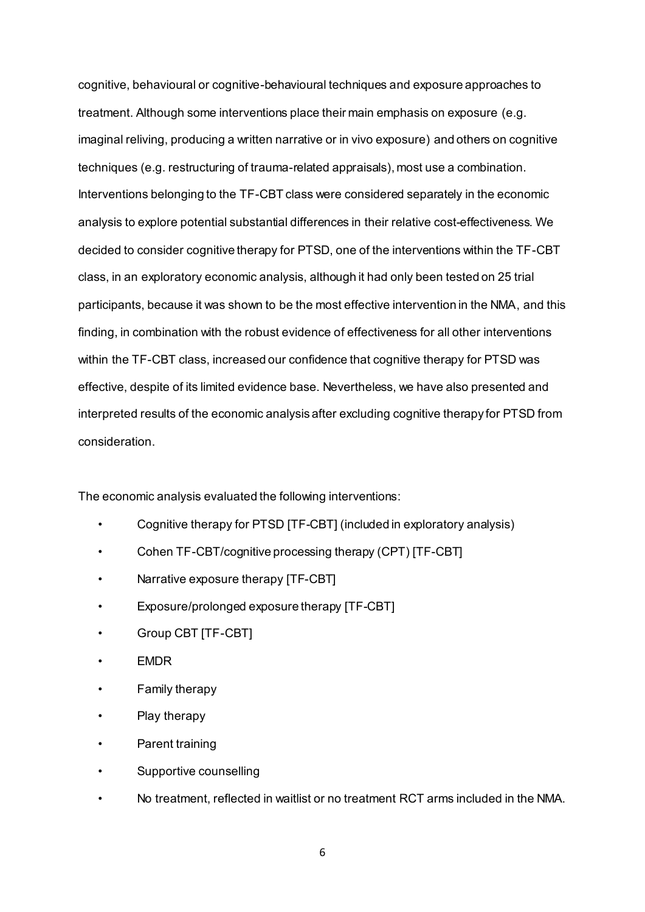cognitive, behavioural or cognitive-behavioural techniques and exposure approaches to treatment. Although some interventions place their main emphasis on exposure (e.g. imaginal reliving, producing a written narrative or in vivo exposure) and others on cognitive techniques (e.g. restructuring of trauma-related appraisals), most use a combination. Interventions belonging to the TF-CBT class were considered separately in the economic analysis to explore potential substantial differences in their relative cost-effectiveness. We decided to consider cognitive therapy for PTSD, one of the interventions within the TF-CBT class, in an exploratory economic analysis, although it had only been tested on 25 trial participants, because it was shown to be the most effective intervention in the NMA, and this finding, in combination with the robust evidence of effectiveness for all other interventions within the TF-CBT class, increased our confidence that cognitive therapy for PTSD was effective, despite of its limited evidence base. Nevertheless, we have also presented and interpreted results of the economic analysis after excluding cognitive therapy for PTSD from consideration.

The economic analysis evaluated the following interventions:

- Cognitive therapy for PTSD [TF-CBT] (included in exploratory analysis)
- Cohen TF-CBT/cognitive processing therapy (CPT) [TF-CBT]
- Narrative exposure therapy [TF-CBT]
- Exposure/prolonged exposure therapy [TF-CBT]
- Group CBT [TF-CBT]
- EMDR
- Family therapy
- Play therapy
- Parent training
- Supportive counselling
- No treatment, reflected in waitlist or no treatment RCT arms included in the NMA.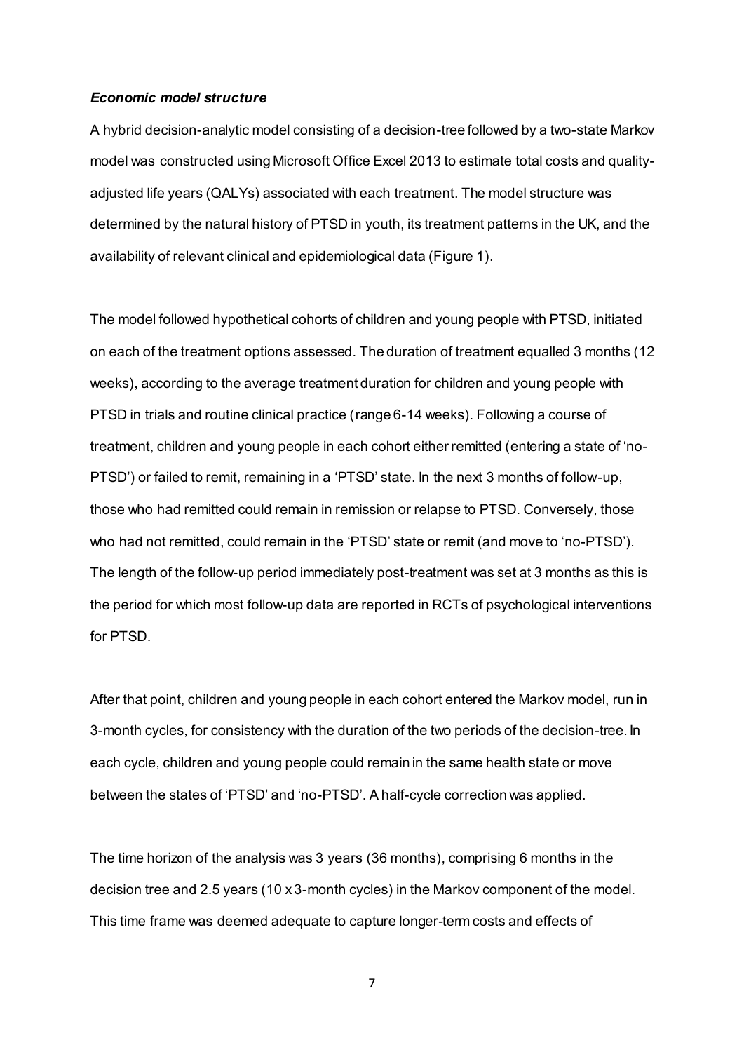### *Economic model structure*

A hybrid decision-analytic model consisting of a decision-tree followed by a two-state Markov model was constructed using Microsoft Office Excel 2013 to estimate total costs and quality-adjusted life years (QALYs) associated with each treatment. The model structure was determined by the natural history of PTSD in youth, its treatment patterns in the UK, and the availability of relevant clinical and epidemiological data (Figure 1).

The model followed hypothetical cohorts of children and young people with PTSD, initiated on each of the treatment options assessed. The duration of treatment equalled 3 months (12 weeks), according to the average treatment duration for children and young people with PTSD in trials and routine clinical practice (range 6-14 weeks). Following a course of treatment, children and young people in each cohort either remitted (entering a state of 'no-PTSD') or failed to remit, remaining in a 'PTSD' state. In the next 3 months of follow-up, those who had remitted could remain in remission or relapse to PTSD. Conversely, those who had not remitted, could remain in the 'PTSD' state or remit (and move to 'no-PTSD'). The length of the follow-up period immediately post-treatment was set at 3 months as this is the period for which most follow-up data are reported in RCTs of psychological interventions for PTSD.

After that point, children and young people in each cohort entered the Markov model, run in 3-month cycles, for consistency with the duration of the two periods of the decision-tree. In each cycle, children and young people could remain in the same health state or move between the states of 'PTSD' and 'no-PTSD'. A half-cycle correction was applied.

The time horizon of the analysis was 3 years (36 months), comprising 6 months in the decision tree and 2.5 years (10 x 3-month cycles) in the Markov component of the model. This time frame was deemed adequate to capture longer-term costs and effects of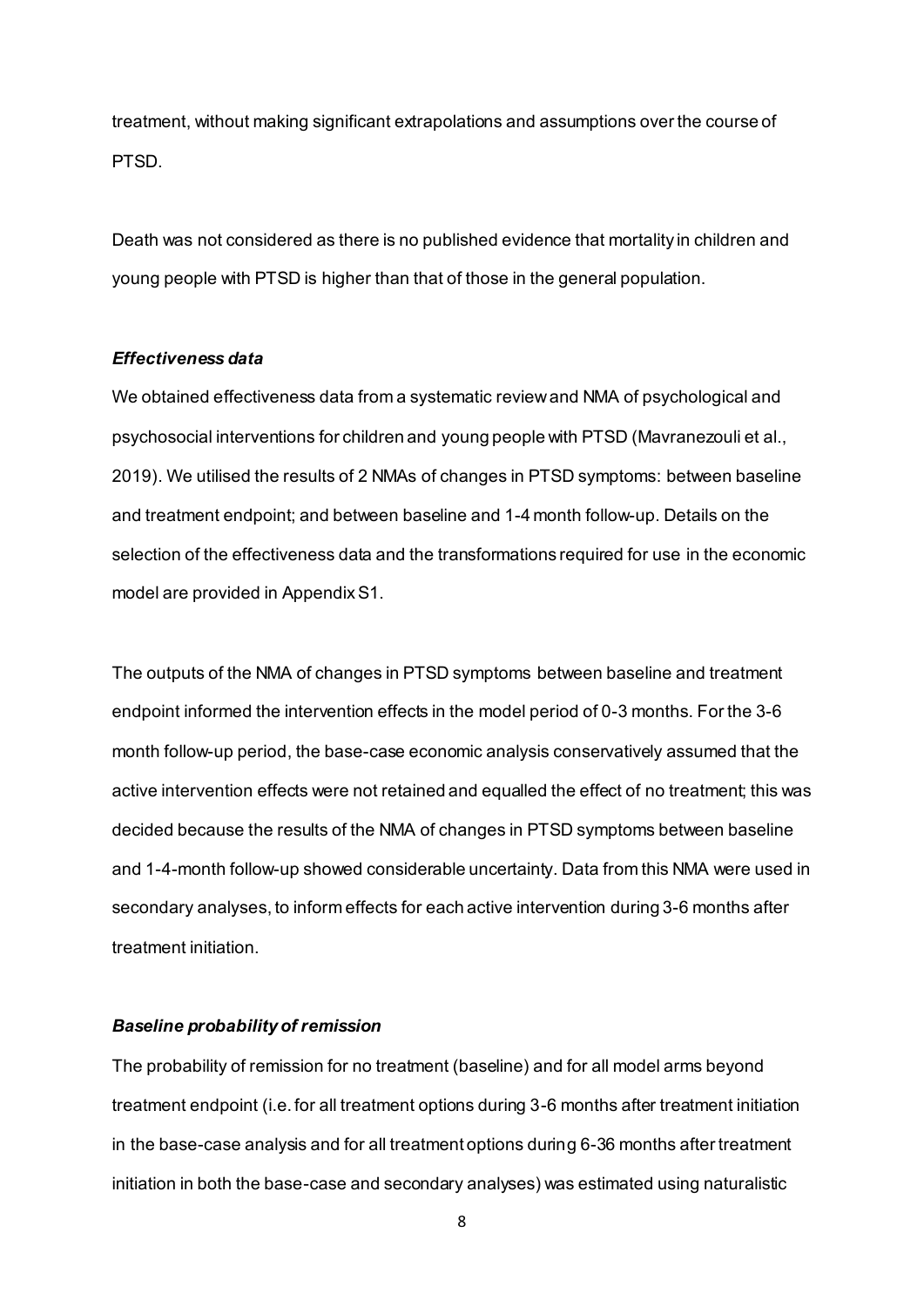treatment, without making significant extrapolations and assumptions over the course of PTSD.

Death was not considered as there is no published evidence that mortality in children and young people with PTSD is higher than that of those in the general population.

### *Effectiveness data*

We obtained effectiveness data from a systematic review and NMA of psychological and psychosocial interventions for children and young people with PTSD (Mavranezouli et al., 2019). We utilised the results of 2 NMAs of changes in PTSD symptoms: between baseline and treatment endpoint; and between baseline and 1-4 month follow-up. Details on the selection of the effectiveness data and the transformations required for use in the economic model are provided in Appendix S1.

The outputs of the NMA of changes in PTSD symptoms between baseline and treatment endpoint informed the intervention effects in the model period of 0-3 months. For the 3-6 month follow-up period, the base-case economic analysis conservatively assumed that the active intervention effects were not retained and equalled the effect of no treatment; this was decided because the results of the NMA of changes in PTSD symptoms between baseline and 1-4-month follow-up showed considerable uncertainty. Data from this NMA were used in secondary analyses, to inform effects for each active intervention during 3-6 months after treatment initiation.

### *Baseline probability of remission*

The probability of remission for no treatment (baseline) and for all model arms beyond treatment endpoint (i.e. for all treatment options during 3-6 months after treatment initiation in the base-case analysis and for all treatment options during 6-36 months after treatment initiation in both the base-case and secondary analyses) was estimated using naturalistic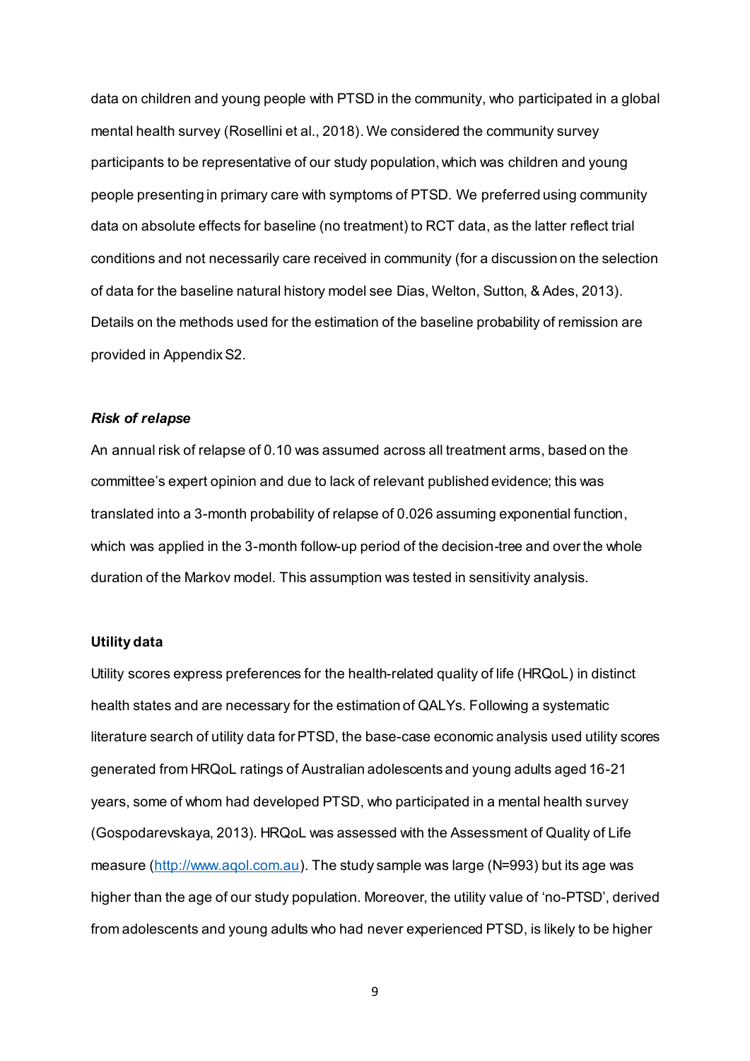data on children and young people with PTSD in the community, who participated in a global mental health survey (Rosellini et al., 2018). We considered the community survey participants to be representative of our study population, which was children and young people presenting in primary care with symptoms of PTSD. We preferred using community data on absolute effects for baseline (no treatment) to RCT data, as the latter reflect trial conditions and not necessarily care received in community (for a discussion on the selection of data for the baseline natural history model see Dias, Welton, Sutton, & Ades, 2013). Details on the methods used for the estimation of the baseline probability of remission are provided in Appendix S2.

#### *Risk of relapse*

An annual risk of relapse of 0.10 was assumed across all treatment arms, based on the committee's expert opinion and due to lack of relevant published evidence; this was translated into a 3-month probability of relapse of 0.026 assuming exponential function, which was applied in the 3-month follow-up period of the decision-tree and over the whole duration of the Markov model. This assumption was tested in sensitivity analysis.

### Utility data

Utility scores express preferences for the health-related quality of life (HRQoL) in distinct health states and are necessary for the estimation of QALYs. Following a systematic literature search of utility data for PTSD, the base-case economic analysis used utility scores generated from HRQoL ratings of Australian adolescents and young adults aged 16-21 years, some of whom had developed PTSD, who participated in a mental health survey (Gospodarevskaya, 2013). HRQoL was assessed with the Assessment of Quality of Life measure (http://www.aqol.com.au). The study sample was large (N=993) but its age was higher than the age of our study population. Moreover, the utility value of 'no-PTSD', derived from adolescents and young adults who had never experienced PTSD, is likely to be higher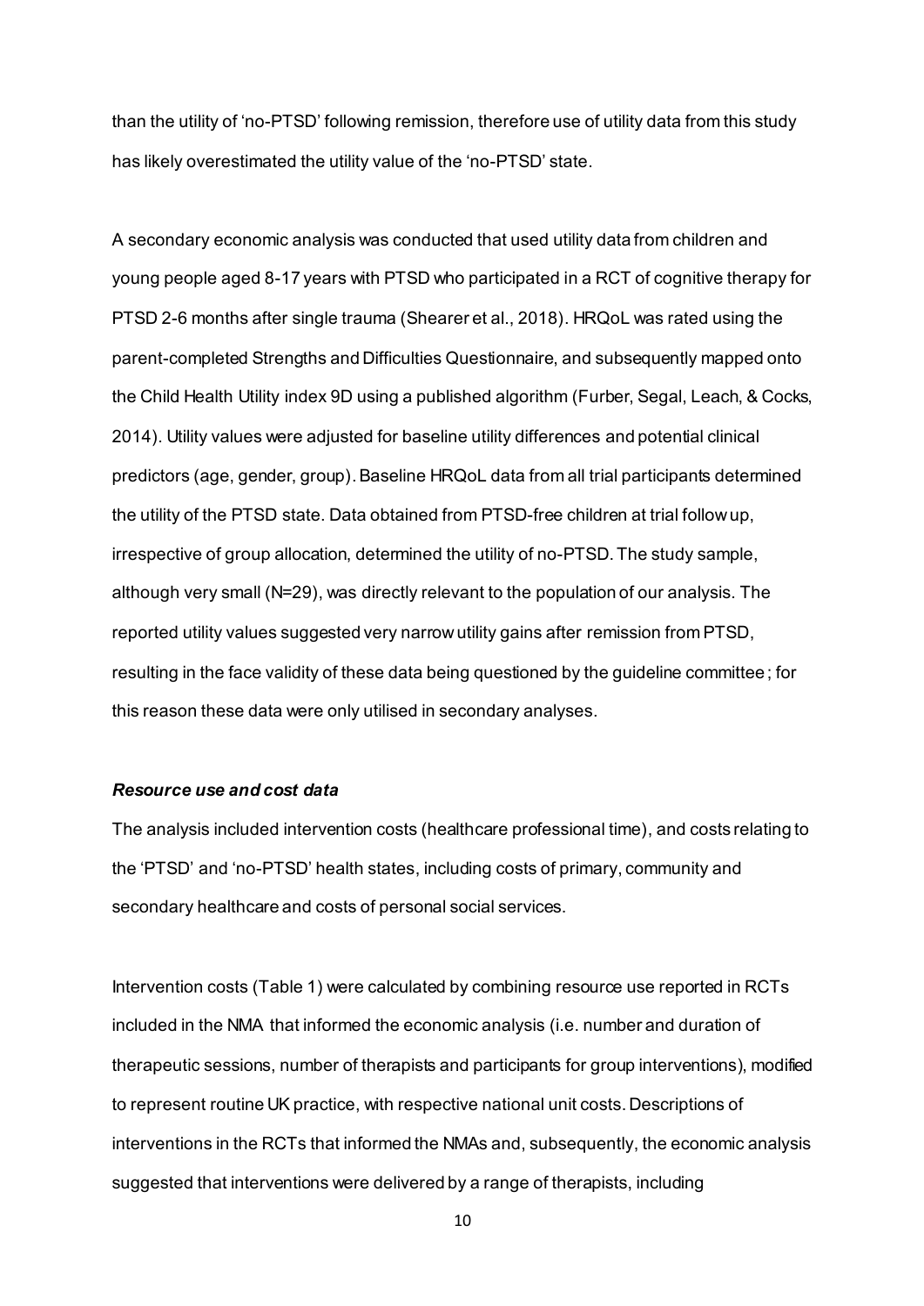than the utility of 'no-PTSD' following remission, therefore use of utility data from this study has likely overestimated the utility value of the 'no-PTSD' state.

A secondary economic analysis was conducted that used utility data from children and young people aged 8-17 years with PTSD who participated in a RCT of cognitive therapy for PTSD 2-6 months after single trauma (Shearer et al., 2018). HRQoL was rated using the parent-completed Strengths and Difficulties Questionnaire, and subsequently mapped onto the Child Health Utility index 9D using a published algorithm (Furber, Segal, Leach, & Cocks, 2014). Utility values were adjusted for baseline utility differences and potential clinical predictors (age, gender, group). Baseline HRQoL data from all trial participants determined the utility of the PTSD state. Data obtained from PTSD-free children at trial follow up, irrespective of group allocation, determined the utility of no-PTSD. The study sample, although very small (N=29), was directly relevant to the population of our analysis. The reported utility values suggested very narrow utility gains after remission from PTSD, resulting in the face validity of these data being questioned by the guideline committee; for this reason these data were only utilised in secondary analyses.

### *Resource use and cost data*

The analysis included intervention costs (healthcare professional time), and costs relating to the 'PTSD' and 'no-PTSD' health states, including costs of primary, community and secondary healthcare and costs of personal social services.

Intervention costs (Table 1) were calculated by combining resource use reported in RCTs included in the NMA that informed the economic analysis (i.e. number and duration of therapeutic sessions, number of therapists and participants for group interventions), modified to represent routine UK practice, with respective national unit costs. Descriptions of interventions in the RCTs that informed the NMAs and, subsequently, the economic analysis suggested that interventions were delivered by a range of therapists, including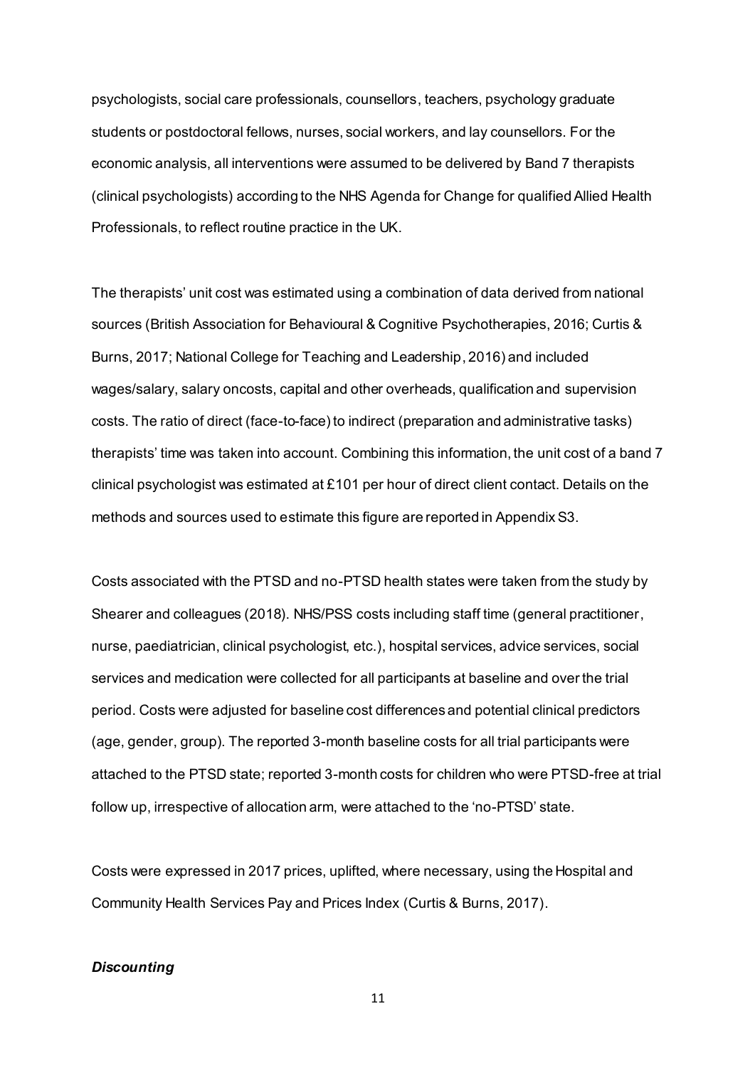psychologists, social care professionals, counsellors, teachers, psychology graduate students or postdoctoral fellows, nurses, social workers, and lay counsellors. For the economic analysis, all interventions were assumed to be delivered by Band 7 therapists (clinical psychologists) according to the NHS Agenda for Change for qualified Allied Health Professionals, to reflect routine practice in the UK.

The therapists' unit cost was estimated using a combination of data derived from national sources (British Association for Behavioural & Cognitive Psychotherapies, 2016; Curtis & Burns, 2017; National College for Teaching and Leadership, 2016) and included wages/salary, salary oncosts, capital and other overheads, qualification and supervision costs. The ratio of direct (face-to-face) to indirect (preparation and administrative tasks) therapists' time was taken into account. Combining this information, the unit cost of a band 7 clinical psychologist was estimated at £101 per hour of direct client contact. Details on the methods and sources used to estimate this figure are reported in Appendix S3.

Costs associated with the PTSD and no-PTSD health states were taken from the study by Shearer and colleagues (2018). NHS/PSS costs including staff time (general practitioner, nurse, paediatrician, clinical psychologist, etc.), hospital services, advice services, social services and medication were collected for all participants at baseline and over the trial period. Costs were adjusted for baseline cost differences and potential clinical predictors (age, gender, group). The reported 3-month baseline costs for all trial participants were attached to the PTSD state; reported 3-month costs for children who were PTSD-free at trial follow up, irrespective of allocation arm, were attached to the 'no-PTSD' state.

Costs were expressed in 2017 prices, uplifted, where necessary, using the Hospital and Community Health Services Pay and Prices Index (Curtis & Burns, 2017).

***Discounting***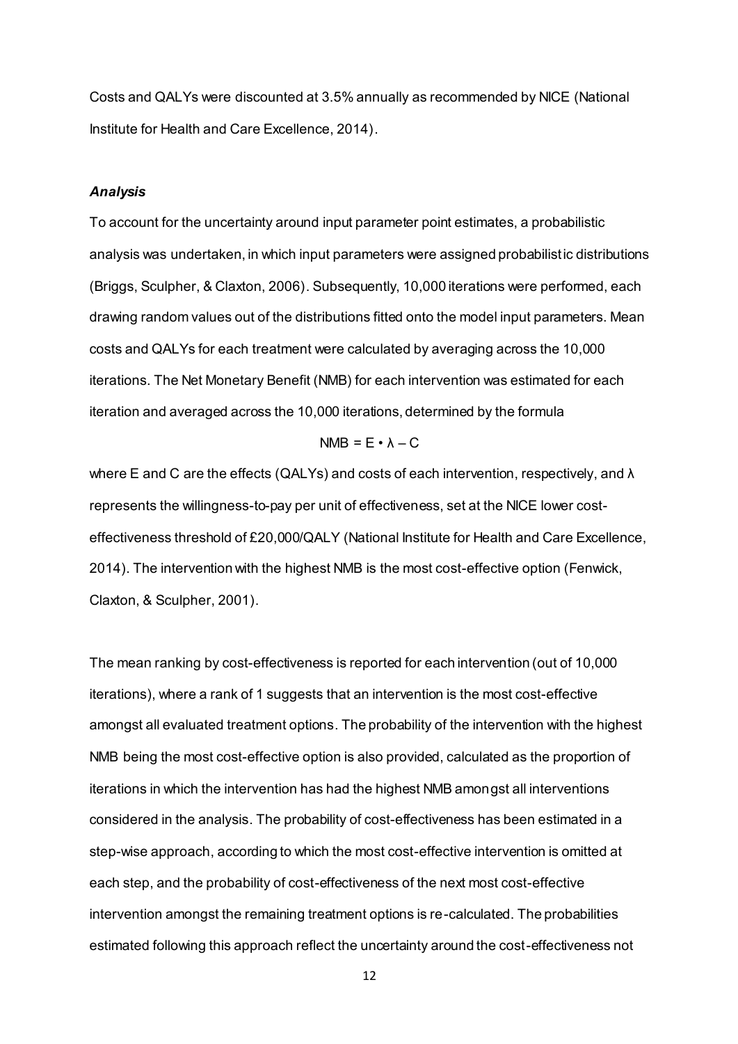Costs and QALYs were discounted at 3.5% annually as recommended by NICE (National Institute for Health and Care Excellence, 2014).

### *Analysis*

To account for the uncertainty around input parameter point estimates, a probabilistic analysis was undertaken, in which input parameters were assigned probabilistic distributions (Briggs, Sculpher, & Claxton, 2006). Subsequently, 10,000 iterations were performed, each drawing random values out of the distributions fitted onto the model input parameters. Mean costs and QALYs for each treatment were calculated by averaging across the 10,000 iterations. The Net Monetary Benefit (NMB) for each intervention was estimated for each iteration and averaged across the 10,000 iterations, determined by the formula

$$NMB = E \cdot \lambda - C$$

where E and C are the effects (QALYs) and costs of each intervention, respectively, and $\lambda$ represents the willingness-to-pay per unit of effectiveness, set at the NICE lower cost-effectiveness threshold of £20,000/QALY (National Institute for Health and Care Excellence, 2014). The intervention with the highest NMB is the most cost-effective option (Fenwick, Claxton, & Sculpher, 2001).

The mean ranking by cost-effectiveness is reported for each intervention (out of 10,000 iterations), where a rank of 1 suggests that an intervention is the most cost-effective amongst all evaluated treatment options. The probability of the intervention with the highest NMB being the most cost-effective option is also provided, calculated as the proportion of iterations in which the intervention has had the highest NMB amongst all interventions considered in the analysis. The probability of cost-effectiveness has been estimated in a step-wise approach, according to which the most cost-effective intervention is omitted at each step, and the probability of cost-effectiveness of the next most cost-effective intervention amongst the remaining treatment options is re-calculated. The probabilities estimated following this approach reflect the uncertainty around the cost-effectiveness not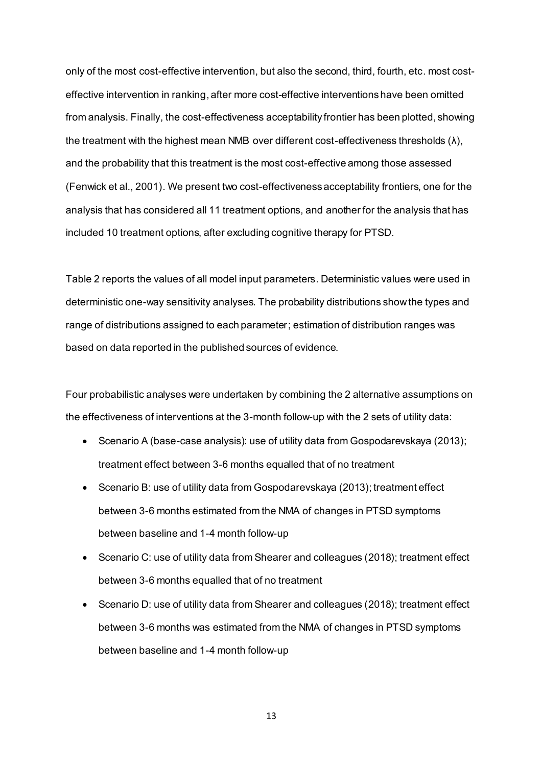only of the most cost-effective intervention, but also the second, third, fourth, etc. most cost-effective intervention in ranking, after more cost-effective interventions have been omitted from analysis. Finally, the cost-effectiveness acceptability frontier has been plotted, showing the treatment with the highest mean NMB over different cost-effectiveness thresholds (λ), and the probability that this treatment is the most cost-effective among those assessed (Fenwick et al., 2001). We present two cost-effectiveness acceptability frontiers, one for the analysis that has considered all 11 treatment options, and another for the analysis that has included 10 treatment options, after excluding cognitive therapy for PTSD.

Table 2 reports the values of all model input parameters. Deterministic values were used in deterministic one-way sensitivity analyses. The probability distributions show the types and range of distributions assigned to each parameter; estimation of distribution ranges was based on data reported in the published sources of evidence.

Four probabilistic analyses were undertaken by combining the 2 alternative assumptions on the effectiveness of interventions at the 3-month follow-up with the 2 sets of utility data:

- Scenario A (base-case analysis): use of utility data from Gospodarevskaya (2013); treatment effect between 3-6 months equalled that of no treatment
- Scenario B: use of utility data from Gospodarevskaya (2013); treatment effect between 3-6 months estimated from the NMA of changes in PTSD symptoms between baseline and 1-4 month follow-up
- Scenario C: use of utility data from Shearer and colleagues (2018); treatment effect between 3-6 months equalled that of no treatment
- Scenario D: use of utility data from Shearer and colleagues (2018); treatment effect between 3-6 months was estimated from the NMA of changes in PTSD symptoms between baseline and 1-4 month follow-up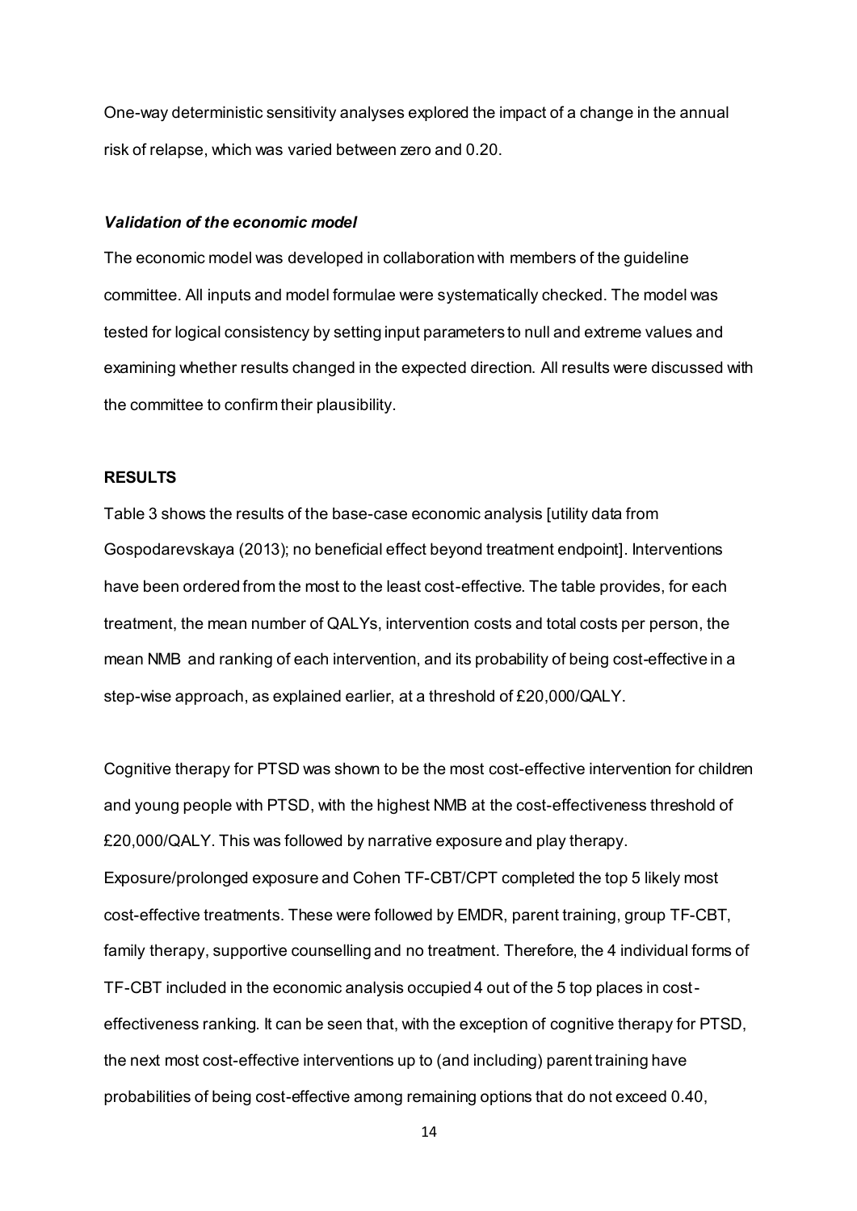One-way deterministic sensitivity analyses explored the impact of a change in the annual risk of relapse, which was varied between zero and 0.20.

### *Validation of the economic model*

The economic model was developed in collaboration with members of the guideline committee. All inputs and model formulae were systematically checked. The model was tested for logical consistency by setting input parameters to null and extreme values and examining whether results changed in the expected direction. All results were discussed with the committee to confirm their plausibility.

## RESULTS

Table 3 shows the results of the base-case economic analysis [utility data from Gospodarevskaya (2013); no beneficial effect beyond treatment endpoint]. Interventions have been ordered from the most to the least cost-effective. The table provides, for each treatment, the mean number of QALYs, intervention costs and total costs per person, the mean NMB and ranking of each intervention, and its probability of being cost-effective in a step-wise approach, as explained earlier, at a threshold of £20,000/QALY.

Cognitive therapy for PTSD was shown to be the most cost-effective intervention for children and young people with PTSD, with the highest NMB at the cost-effectiveness threshold of £20,000/QALY. This was followed by narrative exposure and play therapy. Exposure/prolonged exposure and Cohen TF-CBT/CPT completed the top 5 likely most cost-effective treatments. These were followed by EMDR, parent training, group TF-CBT, family therapy, supportive counselling and no treatment. Therefore, the 4 individual forms of TF-CBT included in the economic analysis occupied 4 out of the 5 top places in cost-effectiveness ranking. It can be seen that, with the exception of cognitive therapy for PTSD, the next most cost-effective interventions up to (and including) parent training have probabilities of being cost-effective among remaining options that do not exceed 0.40,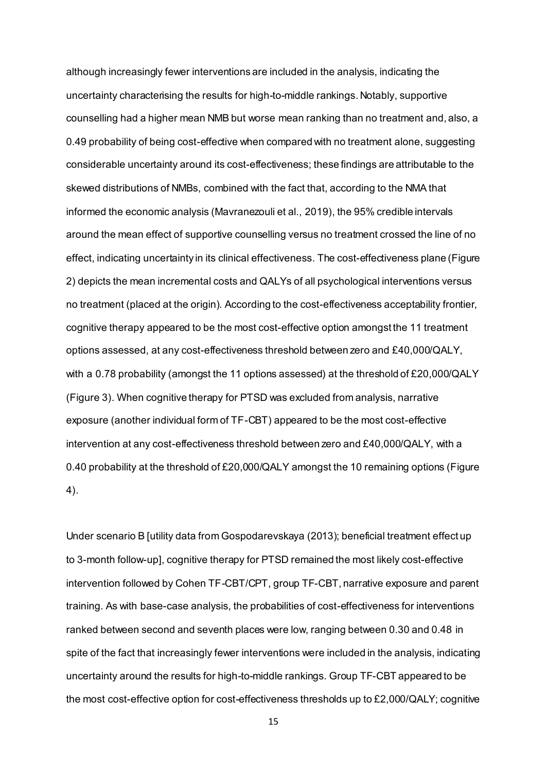although increasingly fewer interventions are included in the analysis, indicating the uncertainty characterising the results for high-to-middle rankings. Notably, supportive counselling had a higher mean NMB but worse mean ranking than no treatment and, also, a 0.49 probability of being cost-effective when compared with no treatment alone, suggesting considerable uncertainty around its cost-effectiveness; these findings are attributable to the skewed distributions of NMBs, combined with the fact that, according to the NMA that informed the economic analysis (Mavranezouli et al., 2019), the 95% credible intervals around the mean effect of supportive counselling versus no treatment crossed the line of no effect, indicating uncertainty in its clinical effectiveness. The cost-effectiveness plane (Figure 2) depicts the mean incremental costs and QALYs of all psychological interventions versus no treatment (placed at the origin). According to the cost-effectiveness acceptability frontier, cognitive therapy appeared to be the most cost-effective option amongst the 11 treatment options assessed, at any cost-effectiveness threshold between zero and £40,000/QALY, with a 0.78 probability (amongst the 11 options assessed) at the threshold of £20,000/QALY (Figure 3). When cognitive therapy for PTSD was excluded from analysis, narrative exposure (another individual form of TF-CBT) appeared to be the most cost-effective intervention at any cost-effectiveness threshold between zero and £40,000/QALY, with a 0.40 probability at the threshold of £20,000/QALY amongst the 10 remaining options (Figure 4).

Under scenario B [utility data from Gospodarevskaya (2013); beneficial treatment effect up to 3-month follow-up], cognitive therapy for PTSD remained the most likely cost-effective intervention followed by Cohen TF-CBT/CPT, group TF-CBT, narrative exposure and parent training. As with base-case analysis, the probabilities of cost-effectiveness for interventions ranked between second and seventh places were low, ranging between 0.30 and 0.48 in spite of the fact that increasingly fewer interventions were included in the analysis, indicating uncertainty around the results for high-to-middle rankings. Group TF-CBT appeared to be the most cost-effective option for cost-effectiveness thresholds up to £2,000/QALY; cognitive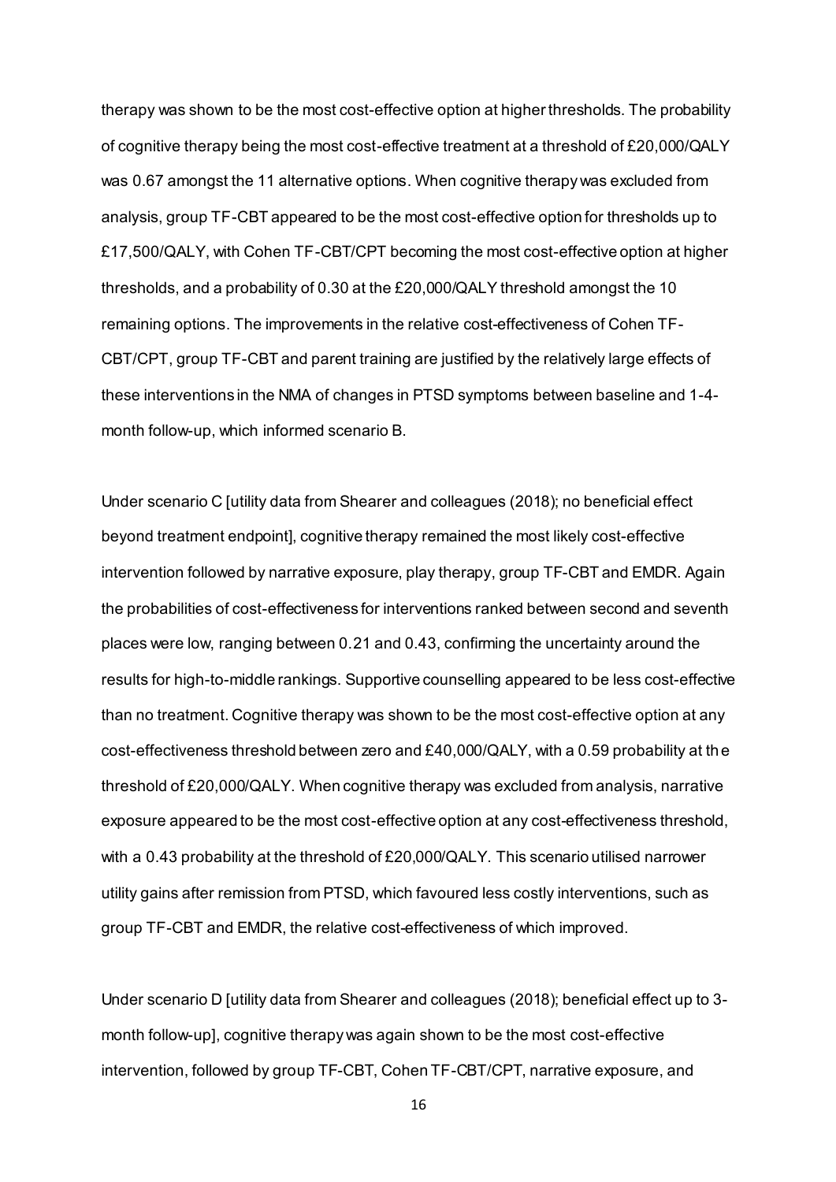therapy was shown to be the most cost-effective option at higher thresholds. The probability of cognitive therapy being the most cost-effective treatment at a threshold of £20,000/QALY was 0.67 amongst the 11 alternative options. When cognitive therapy was excluded from analysis, group TF-CBT appeared to be the most cost-effective option for thresholds up to £17,500/QALY, with Cohen TF-CBT/CPT becoming the most cost-effective option at higher thresholds, and a probability of 0.30 at the £20,000/QALY threshold amongst the 10 remaining options. The improvements in the relative cost-effectiveness of Cohen TF-CBT/CPT, group TF-CBT and parent training are justified by the relatively large effects of these interventions in the NMA of changes in PTSD symptoms between baseline and 1-4-month follow-up, which informed scenario B.

Under scenario C [utility data from Shearer and colleagues (2018); no beneficial effect beyond treatment endpoint], cognitive therapy remained the most likely cost-effective intervention followed by narrative exposure, play therapy, group TF-CBT and EMDR. Again the probabilities of cost-effectiveness for interventions ranked between second and seventh places were low, ranging between 0.21 and 0.43, confirming the uncertainty around the results for high-to-middle rankings. Supportive counselling appeared to be less cost-effective than no treatment. Cognitive therapy was shown to be the most cost-effective option at any cost-effectiveness threshold between zero and £40,000/QALY, with a 0.59 probability at the threshold of £20,000/QALY. When cognitive therapy was excluded from analysis, narrative exposure appeared to be the most cost-effective option at any cost-effectiveness threshold, with a 0.43 probability at the threshold of £20,000/QALY. This scenario utilised narrower utility gains after remission from PTSD, which favoured less costly interventions, such as group TF-CBT and EMDR, the relative cost-effectiveness of which improved.

Under scenario D [utility data from Shearer and colleagues (2018); beneficial effect up to 3-month follow-up], cognitive therapy was again shown to be the most cost-effective intervention, followed by group TF-CBT, Cohen TF-CBT/CPT, narrative exposure, and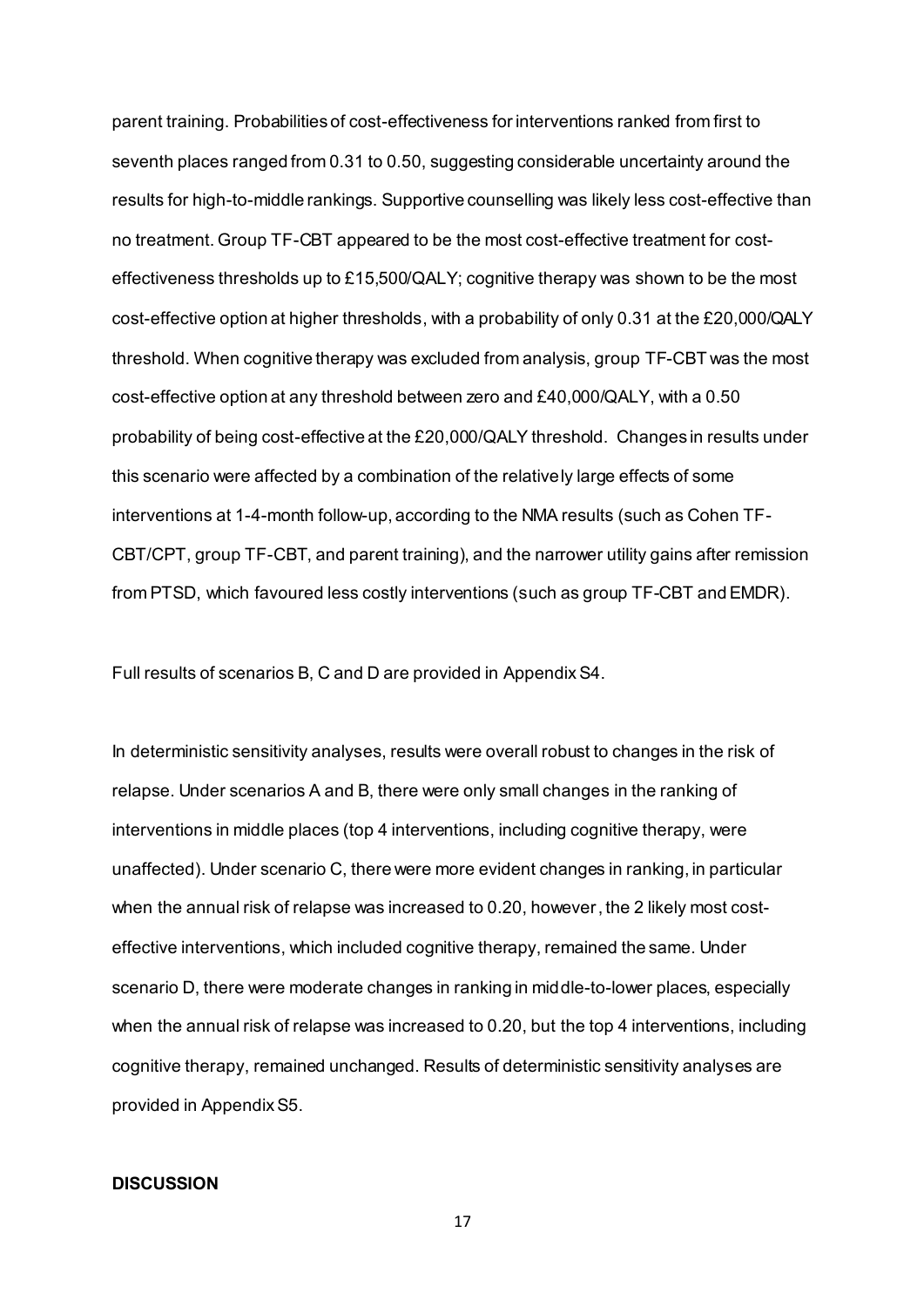parent training. Probabilities of cost-effectiveness for interventions ranked from first to seventh places ranged from 0.31 to 0.50, suggesting considerable uncertainty around the results for high-to-middle rankings. Supportive counselling was likely less cost-effective than no treatment. Group TF-CBT appeared to be the most cost-effective treatment for cost-effectiveness thresholds up to £15,500/QALY; cognitive therapy was shown to be the most cost-effective option at higher thresholds, with a probability of only 0.31 at the £20,000/QALY threshold. When cognitive therapy was excluded from analysis, group TF-CBT was the most cost-effective option at any threshold between zero and £40,000/QALY, with a 0.50 probability of being cost-effective at the £20,000/QALY threshold. Changes in results under this scenario were affected by a combination of the relatively large effects of some interventions at 1-4-month follow-up, according to the NMA results (such as Cohen TF-CBT/CPT, group TF-CBT, and parent training), and the narrower utility gains after remission from PTSD, which favoured less costly interventions (such as group TF-CBT and EMDR).

Full results of scenarios B, C and D are provided in Appendix S4.

In deterministic sensitivity analyses, results were overall robust to changes in the risk of relapse. Under scenarios A and B, there were only small changes in the ranking of interventions in middle places (top 4 interventions, including cognitive therapy, were unaffected). Under scenario C, there were more evident changes in ranking, in particular when the annual risk of relapse was increased to 0.20, however, the 2 likely most cost-effective interventions, which included cognitive therapy, remained the same. Under scenario D, there were moderate changes in ranking in middle-to-lower places, especially when the annual risk of relapse was increased to 0.20, but the top 4 interventions, including cognitive therapy, remained unchanged. Results of deterministic sensitivity analyses are provided in Appendix S5.

## DISCUSSION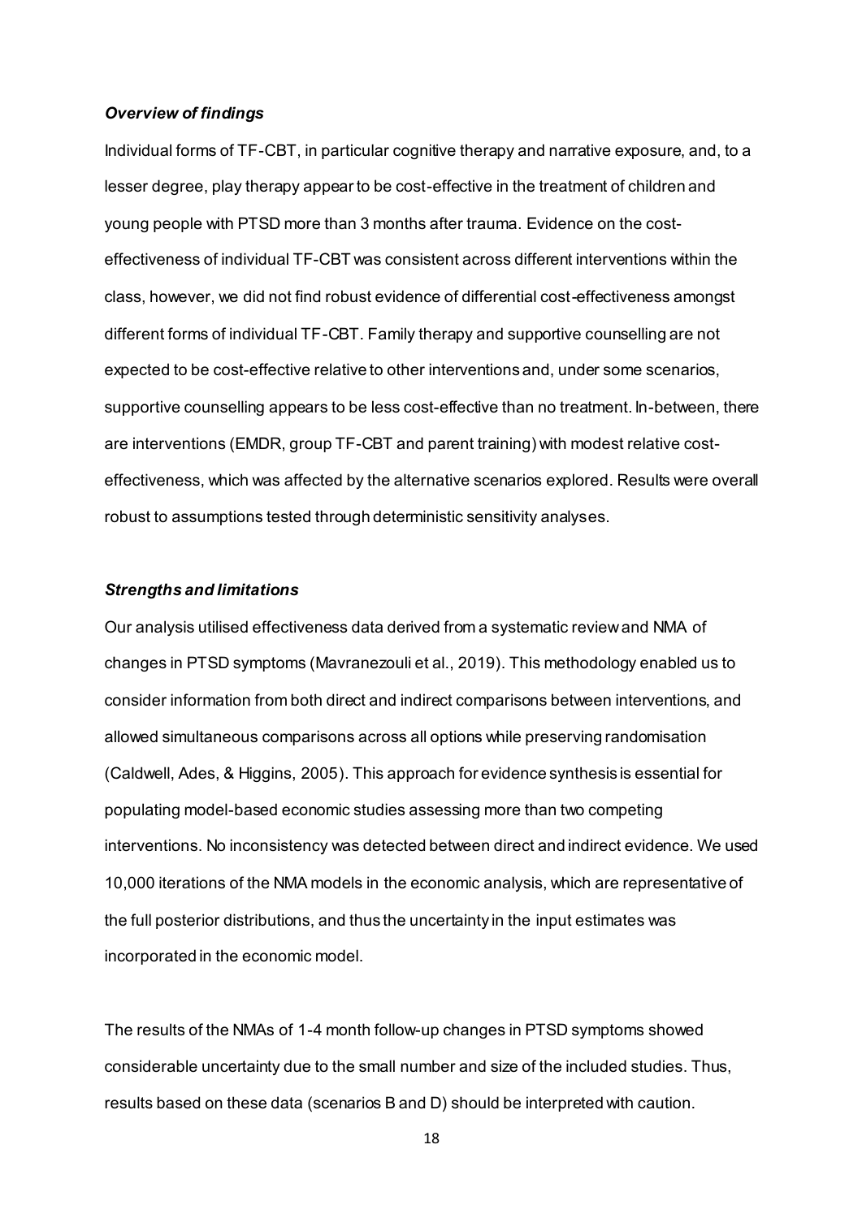### *Overview of findings*

Individual forms of TF-CBT, in particular cognitive therapy and narrative exposure, and, to a lesser degree, play therapy appear to be cost-effective in the treatment of children and young people with PTSD more than 3 months after trauma. Evidence on the cost-effectiveness of individual TF-CBT was consistent across different interventions within the class, however, we did not find robust evidence of differential cost-effectiveness amongst different forms of individual TF-CBT. Family therapy and supportive counselling are not expected to be cost-effective relative to other interventions and, under some scenarios, supportive counselling appears to be less cost-effective than no treatment. In-between, there are interventions (EMDR, group TF-CBT and parent training) with modest relative cost-effectiveness, which was affected by the alternative scenarios explored. Results were overall robust to assumptions tested through deterministic sensitivity analyses.

### *Strengths and limitations*

Our analysis utilised effectiveness data derived from a systematic review and NMA of changes in PTSD symptoms (Mavranezouli et al., 2019). This methodology enabled us to consider information from both direct and indirect comparisons between interventions, and allowed simultaneous comparisons across all options while preserving randomisation (Caldwell, Ades, & Higgins, 2005). This approach for evidence synthesis is essential for populating model-based economic studies assessing more than two competing interventions. No inconsistency was detected between direct and indirect evidence. We used 10,000 iterations of the NMA models in the economic analysis, which are representative of the full posterior distributions, and thus the uncertainty in the input estimates was incorporated in the economic model.

The results of the NMAs of 1-4 month follow-up changes in PTSD symptoms showed considerable uncertainty due to the small number and size of the included studies. Thus, results based on these data (scenarios B and D) should be interpreted with caution.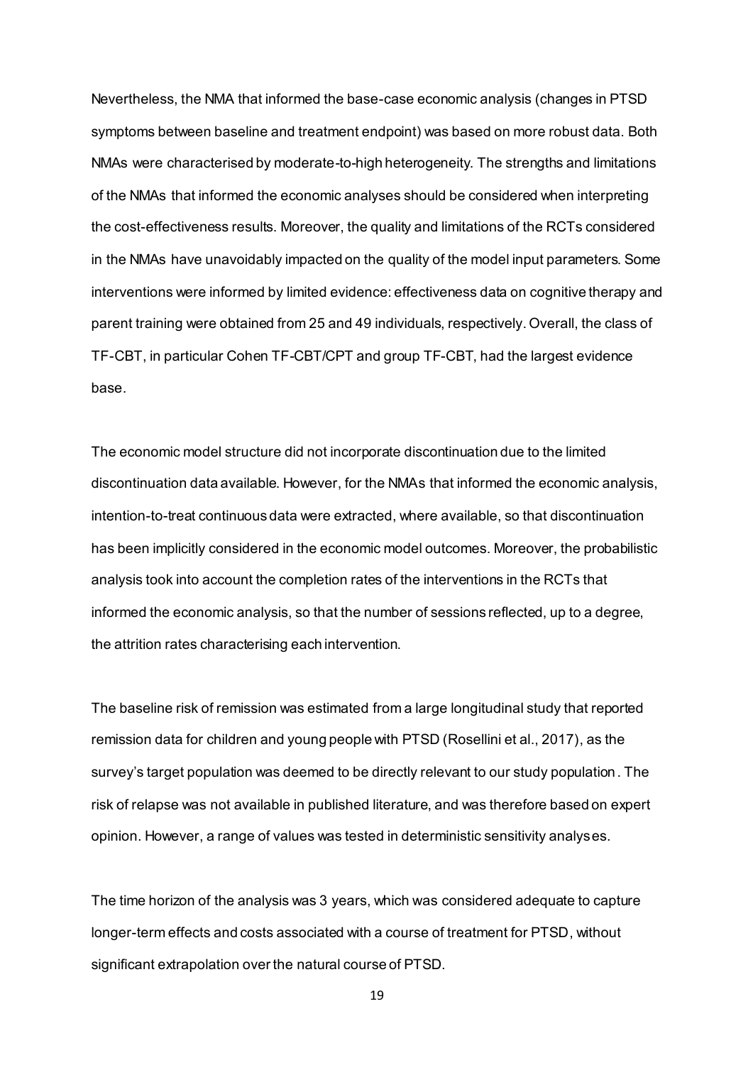Nevertheless, the NMA that informed the base-case economic analysis (changes in PTSD symptoms between baseline and treatment endpoint) was based on more robust data. Both NMAs were characterised by moderate-to-high heterogeneity. The strengths and limitations of the NMAs that informed the economic analyses should be considered when interpreting the cost-effectiveness results. Moreover, the quality and limitations of the RCTs considered in the NMAs have unavoidably impacted on the quality of the model input parameters. Some interventions were informed by limited evidence: effectiveness data on cognitive therapy and parent training were obtained from 25 and 49 individuals, respectively. Overall, the class of TF-CBT, in particular Cohen TF-CBT/CPT and group TF-CBT, had the largest evidence base.

The economic model structure did not incorporate discontinuation due to the limited discontinuation data available. However, for the NMAs that informed the economic analysis, intention-to-treat continuous data were extracted, where available, so that discontinuation has been implicitly considered in the economic model outcomes. Moreover, the probabilistic analysis took into account the completion rates of the interventions in the RCTs that informed the economic analysis, so that the number of sessions reflected, up to a degree, the attrition rates characterising each intervention.

The baseline risk of remission was estimated from a large longitudinal study that reported remission data for children and young people with PTSD (Rosellini et al., 2017), as the survey's target population was deemed to be directly relevant to our study population. The risk of relapse was not available in published literature, and was therefore based on expert opinion. However, a range of values was tested in deterministic sensitivity analyses.

The time horizon of the analysis was 3 years, which was considered adequate to capture longer-term effects and costs associated with a course of treatment for PTSD, without significant extrapolation over the natural course of PTSD.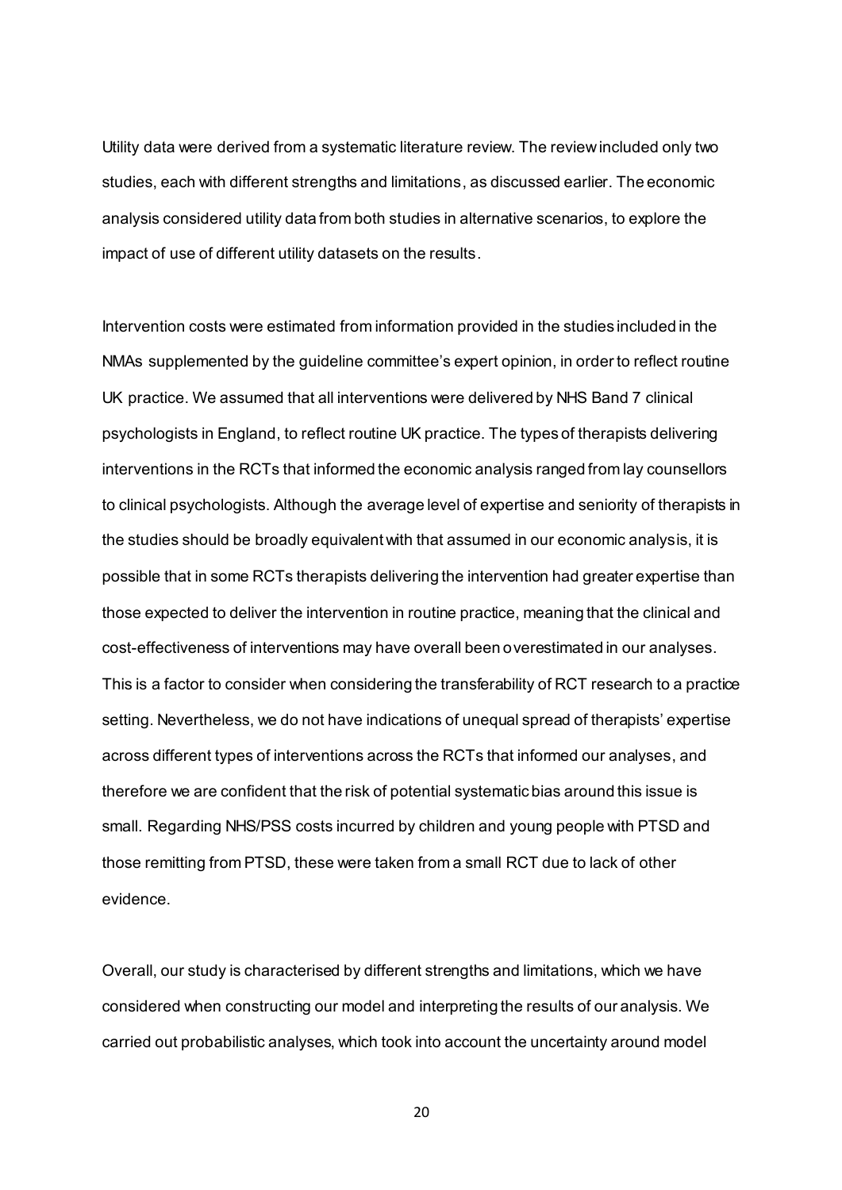Utility data were derived from a systematic literature review. The review included only two studies, each with different strengths and limitations, as discussed earlier. The economic analysis considered utility data from both studies in alternative scenarios, to explore the impact of use of different utility datasets on the results.

Intervention costs were estimated from information provided in the studies included in the NMAs supplemented by the guideline committee's expert opinion, in order to reflect routine UK practice. We assumed that all interventions were delivered by NHS Band 7 clinical psychologists in England, to reflect routine UK practice. The types of therapists delivering interventions in the RCTs that informed the economic analysis ranged from lay counsellors to clinical psychologists. Although the average level of expertise and seniority of therapists in the studies should be broadly equivalent with that assumed in our economic analysis, it is possible that in some RCTs therapists delivering the intervention had greater expertise than those expected to deliver the intervention in routine practice, meaning that the clinical and cost-effectiveness of interventions may have overall been overestimated in our analyses. This is a factor to consider when considering the transferability of RCT research to a practice setting. Nevertheless, we do not have indications of unequal spread of therapists' expertise across different types of interventions across the RCTs that informed our analyses, and therefore we are confident that the risk of potential systematic bias around this issue is small. Regarding NHS/PSS costs incurred by children and young people with PTSD and those remitting from PTSD, these were taken from a small RCT due to lack of other evidence.

Overall, our study is characterised by different strengths and limitations, which we have considered when constructing our model and interpreting the results of our analysis. We carried out probabilistic analyses, which took into account the uncertainty around model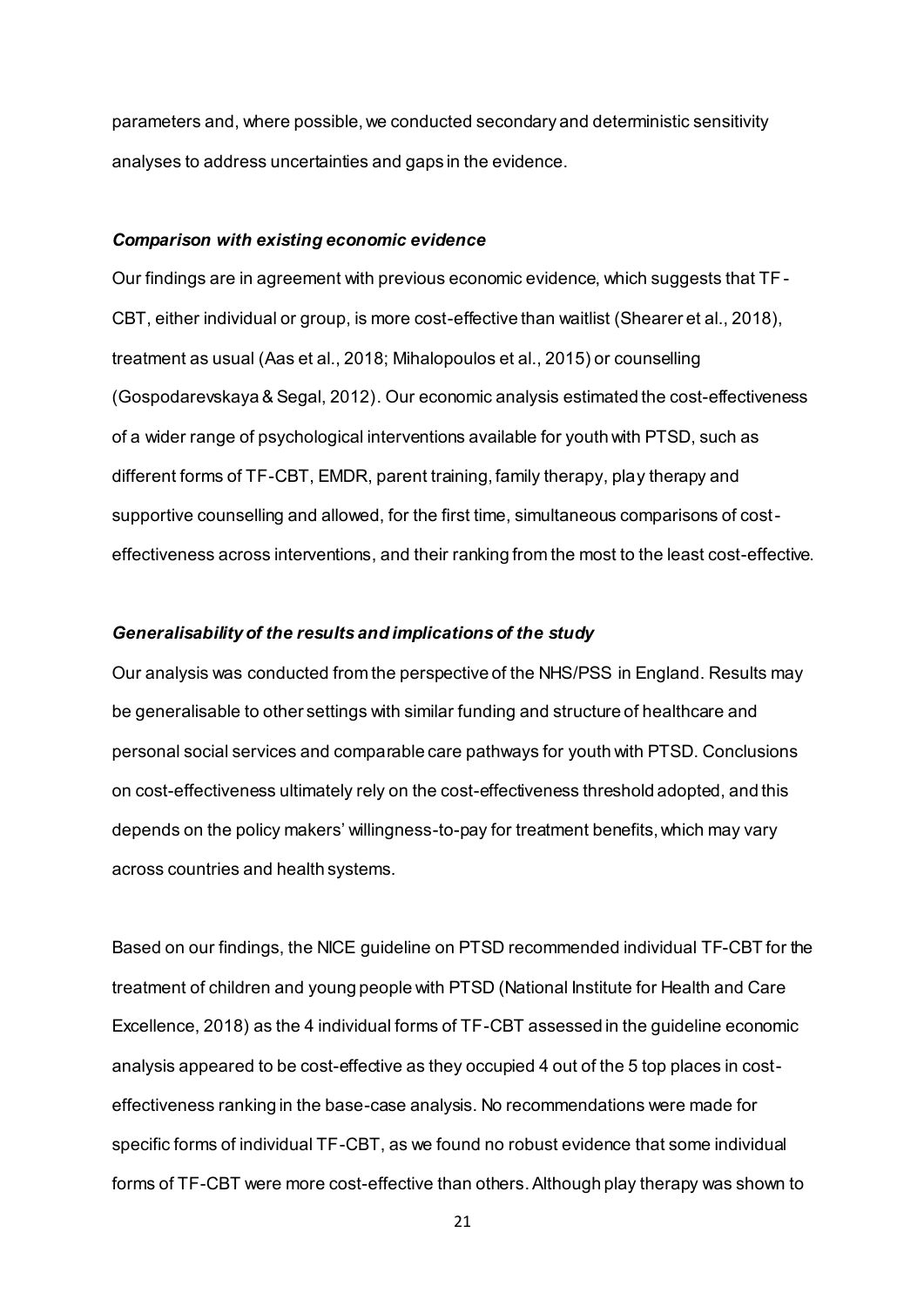parameters and, where possible, we conducted secondary and deterministic sensitivity analyses to address uncertainties and gaps in the evidence.

### *Comparison with existing economic evidence*

Our findings are in agreement with previous economic evidence, which suggests that TF-CBT, either individual or group, is more cost-effective than waitlist (Shearer et al., 2018), treatment as usual (Aas et al., 2018; Mihalopoulos et al., 2015) or counselling (Gospodarevskaya & Segal, 2012). Our economic analysis estimated the cost-effectiveness of a wider range of psychological interventions available for youth with PTSD, such as different forms of TF-CBT, EMDR, parent training, family therapy, play therapy and supportive counselling and allowed, for the first time, simultaneous comparisons of cost-effectiveness across interventions, and their ranking from the most to the least cost-effective.

### *Generalisability of the results and implications of the study*

Our analysis was conducted from the perspective of the NHS/PSS in England. Results may be generalisable to other settings with similar funding and structure of healthcare and personal social services and comparable care pathways for youth with PTSD. Conclusions on cost-effectiveness ultimately rely on the cost-effectiveness threshold adopted, and this depends on the policy makers' willingness-to-pay for treatment benefits, which may vary across countries and health systems.

Based on our findings, the NICE guideline on PTSD recommended individual TF-CBT for the treatment of children and young people with PTSD (National Institute for Health and Care Excellence, 2018) as the 4 individual forms of TF-CBT assessed in the guideline economic analysis appeared to be cost-effective as they occupied 4 out of the 5 top places in cost-effectiveness ranking in the base-case analysis. No recommendations were made for specific forms of individual TF-CBT, as we found no robust evidence that some individual forms of TF-CBT were more cost-effective than others. Although play therapy was shown to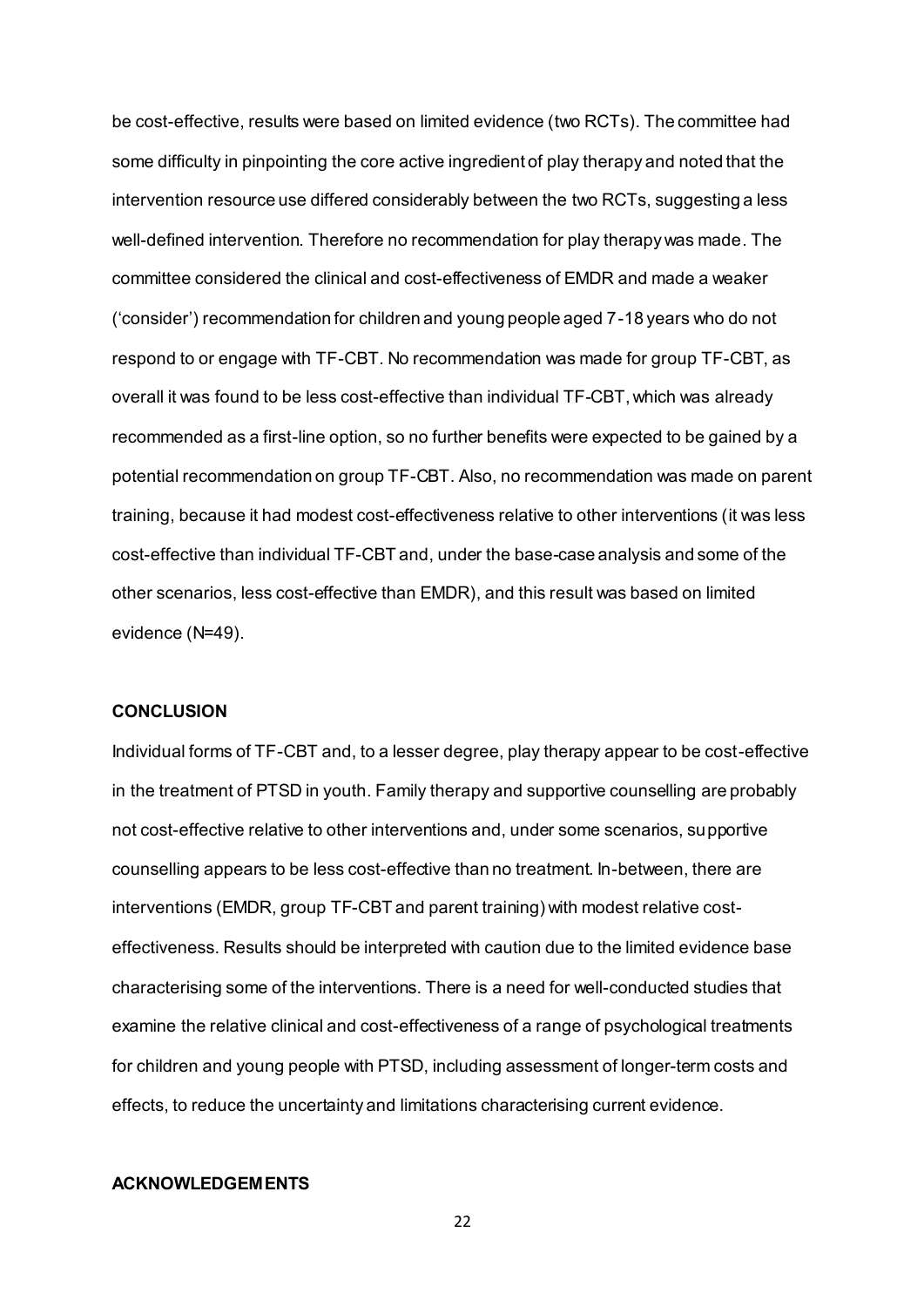be cost-effective, results were based on limited evidence (two RCTs). The committee had some difficulty in pinpointing the core active ingredient of play therapy and noted that the intervention resource use differed considerably between the two RCTs, suggesting a less well-defined intervention. Therefore no recommendation for play therapy was made. The committee considered the clinical and cost-effectiveness of EMDR and made a weaker ('consider') recommendation for children and young people aged 7-18 years who do not respond to or engage with TF-CBT. No recommendation was made for group TF-CBT, as overall it was found to be less cost-effective than individual TF-CBT, which was already recommended as a first-line option, so no further benefits were expected to be gained by a potential recommendation on group TF-CBT. Also, no recommendation was made on parent training, because it had modest cost-effectiveness relative to other interventions (it was less cost-effective than individual TF-CBT and, under the base-case analysis and some of the other scenarios, less cost-effective than EMDR), and this result was based on limited evidence (N=49).

## CONCLUSION

Individual forms of TF-CBT and, to a lesser degree, play therapy appear to be cost-effective in the treatment of PTSD in youth. Family therapy and supportive counselling are probably not cost-effective relative to other interventions and, under some scenarios, supportive counselling appears to be less cost-effective than no treatment. In-between, there are interventions (EMDR, group TF-CBT and parent training) with modest relative cost-effectiveness. Results should be interpreted with caution due to the limited evidence base characterising some of the interventions. There is a need for well-conducted studies that examine the relative clinical and cost-effectiveness of a range of psychological treatments for children and young people with PTSD, including assessment of longer-term costs and effects, to reduce the uncertainty and limitations characterising current evidence.

## ACKNOWLEDGEMENTS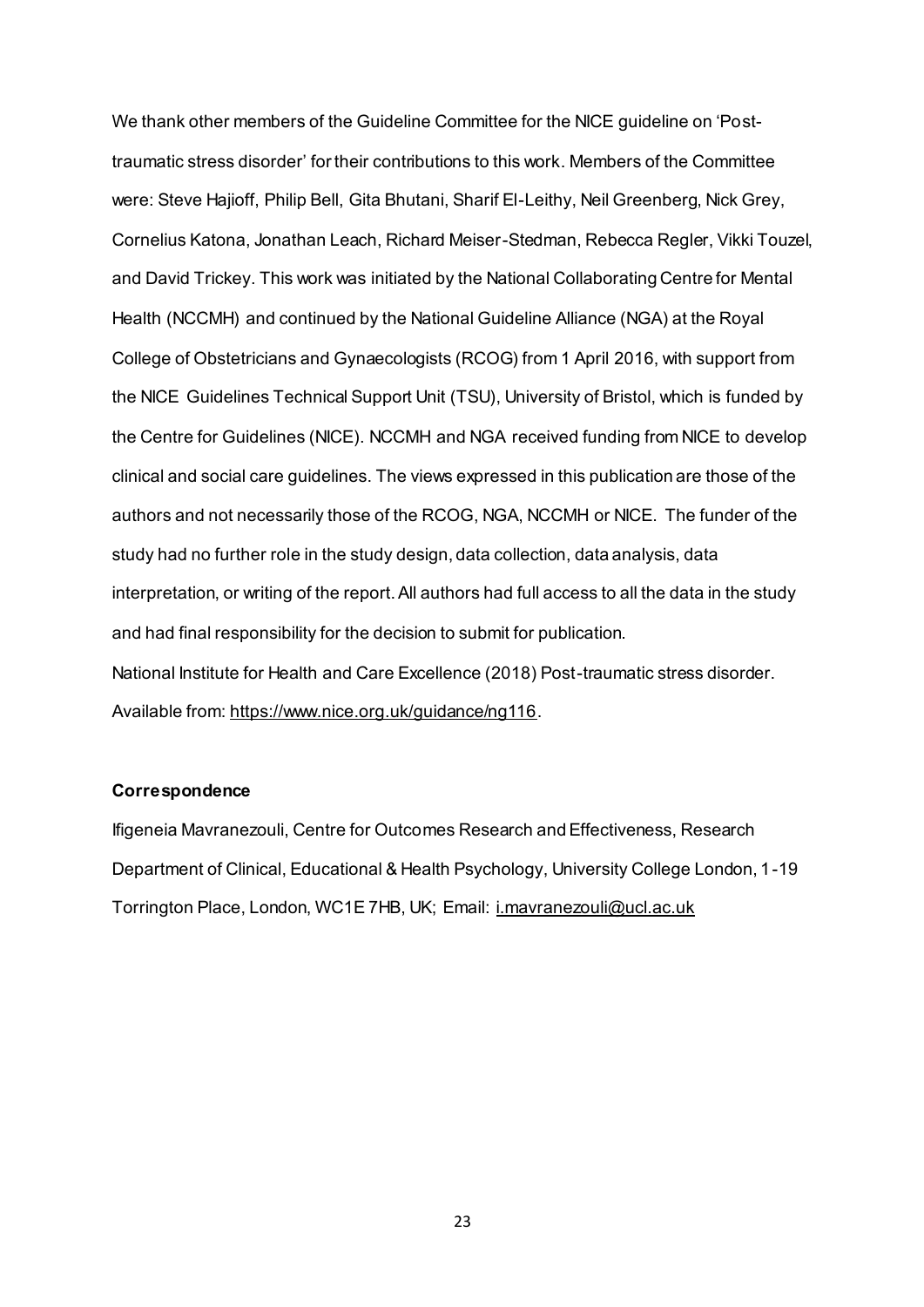We thank other members of the Guideline Committee for the NICE guideline on 'Post-traumatic stress disorder' for their contributions to this work. Members of the Committee were: Steve Hajioff, Philip Bell, Gita Bhutani, Sharif El-Leithy, Neil Greenberg, Nick Grey, Cornelius Katona, Jonathan Leach, Richard Meiser-Stedman, Rebecca Regler, Vikki Touzel, and David Trickey. This work was initiated by the National Collaborating Centre for Mental Health (NCCMH) and continued by the National Guideline Alliance (NGA) at the Royal College of Obstetricians and Gynaecologists (RCOG) from 1 April 2016, with support from the NICE Guidelines Technical Support Unit (TSU), University of Bristol, which is funded by the Centre for Guidelines (NICE). NCCMH and NGA received funding from NICE to develop clinical and social care guidelines. The views expressed in this publication are those of the authors and not necessarily those of the RCOG, NGA, NCCMH or NICE. The funder of the study had no further role in the study design, data collection, data analysis, data interpretation, or writing of the report. All authors had full access to all the data in the study and had final responsibility for the decision to submit for publication.

National Institute for Health and Care Excellence (2018) Post-traumatic stress disorder. Available from: https://www.nice.org.uk/guidance/ng116.

**Correspondence**

Ifigeneia Mavranezouli, Centre for Outcomes Research and Effectiveness, Research Department of Clinical, Educational & Health Psychology, University College London, 1-19 Torrington Place, London, WC1E 7HB, UK; Email: i.mavranezouli@ucl.ac.uk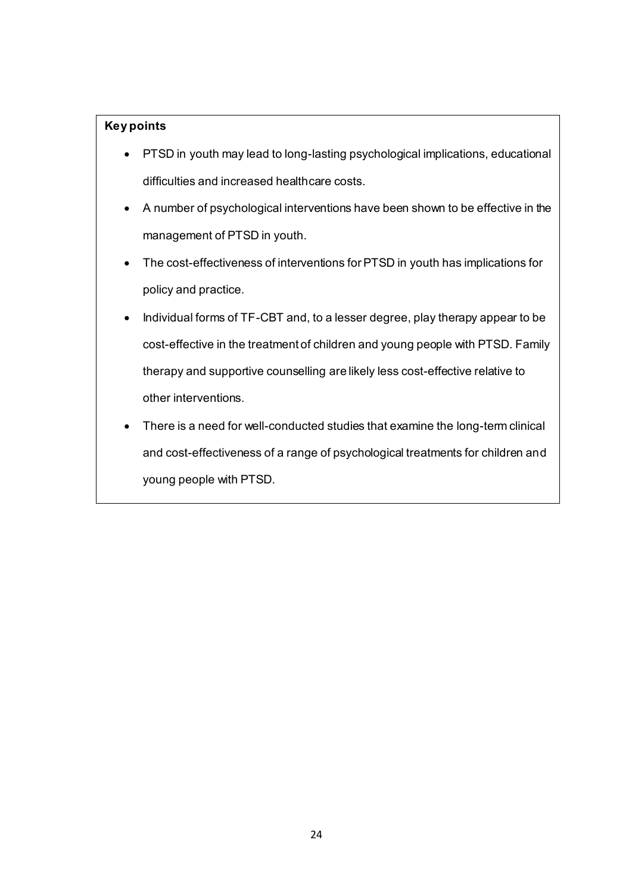**Key points**

- PTSD in youth may lead to long-lasting psychological implications, educational difficulties and increased healthcare costs.
- A number of psychological interventions have been shown to be effective in the management of PTSD in youth.
- The cost-effectiveness of interventions for PTSD in youth has implications for policy and practice.
- Individual forms of TF-CBT and, to a lesser degree, play therapy appear to be cost-effective in the treatment of children and young people with PTSD. Family therapy and supportive counselling are likely less cost-effective relative to other interventions.
- There is a need for well-conducted studies that examine the long-term clinical and cost-effectiveness of a range of psychological treatments for children and young people with PTSD.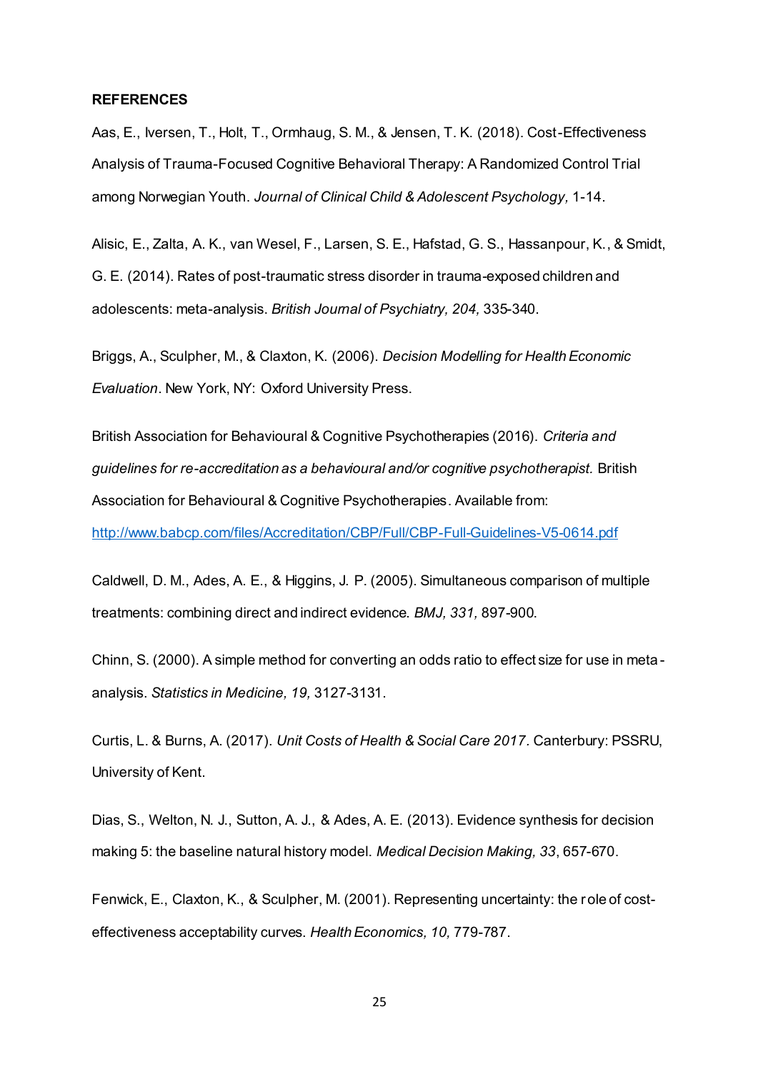**REFERENCES**

Aas, E., Iversen, T., Holt, T., Ormhaug, S. M., & Jensen, T. K. (2018). Cost-Effectiveness Analysis of Trauma-Focused Cognitive Behavioral Therapy: A Randomized Control Trial among Norwegian Youth. *Journal of Clinical Child & Adolescent Psychology,* 1-14.

Alisic, E., Zalta, A. K., van Wesel, F., Larsen, S. E., Hafstad, G. S., Hassanpour, K., & Smidt, G. E. (2014). Rates of post-traumatic stress disorder in trauma-exposed children and adolescents: meta-analysis. *British Journal of Psychiatry, 204,* 335-340.

Briggs, A., Sculpher, M., & Claxton, K. (2006). *Decision Modelling for Health Economic Evaluation*. New York, NY: Oxford University Press.

British Association for Behavioural & Cognitive Psychotherapies (2016). *Criteria and guidelines for re-accreditation as a behavioural and/or cognitive psychotherapist.* British Association for Behavioural & Cognitive Psychotherapies. Available from: http://www.babcp.com/files/Accreditation/CBP/Full/CBP-Full-Guidelines-V5-0614.pdf

Caldwell, D. M., Ades, A. E., & Higgins, J. P. (2005). Simultaneous comparison of multiple treatments: combining direct and indirect evidence. *BMJ, 331,* 897-900.

Chinn, S. (2000). A simple method for converting an odds ratio to effect size for use in meta-analysis. *Statistics in Medicine, 19,* 3127-3131.

Curtis, L. & Burns, A. (2017). *Unit Costs of Health & Social Care 2017*. Canterbury: PSSRU, University of Kent.

Dias, S., Welton, N. J., Sutton, A. J., & Ades, A. E. (2013). Evidence synthesis for decision making 5: the baseline natural history model. *Medical Decision Making, 33*, 657-670.

Fenwick, E., Claxton, K., & Sculpher, M. (2001). Representing uncertainty: the role of cost-effectiveness acceptability curves. *Health Economics, 10,* 779-787.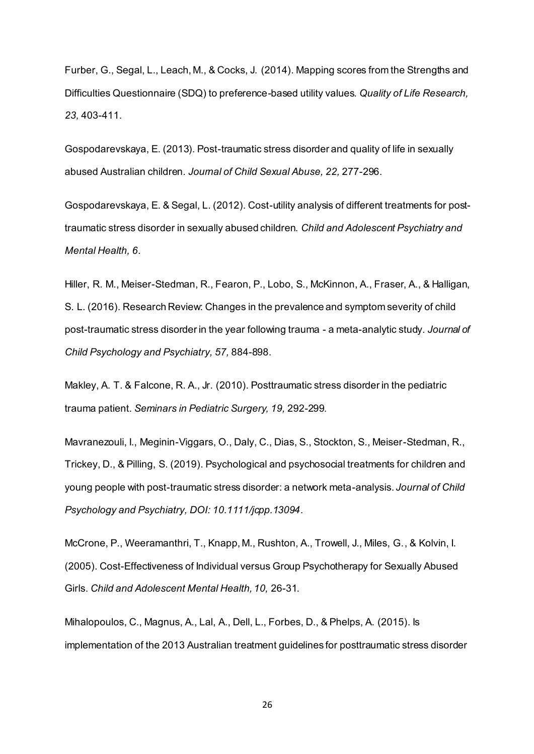Furber, G., Segal, L., Leach, M., & Cocks, J. (2014). Mapping scores from the Strengths and Difficulties Questionnaire (SDQ) to preference-based utility values. *Quality of Life Research, 23,* 403-411.

Gospodarevskaya, E. (2013). Post-traumatic stress disorder and quality of life in sexually abused Australian children. *Journal of Child Sexual Abuse, 22,* 277-296.

Gospodarevskaya, E. & Segal, L. (2012). Cost-utility analysis of different treatments for post-traumatic stress disorder in sexually abused children. *Child and Adolescent Psychiatry and Mental Health, 6*.

Hiller, R. M., Meiser-Stedman, R., Fearon, P., Lobo, S., McKinnon, A., Fraser, A., & Halligan, S. L. (2016). Research Review: Changes in the prevalence and symptom severity of child post-traumatic stress disorder in the year following trauma - a meta-analytic study. *Journal of Child Psychology and Psychiatry, 57,* 884-898.

Makley, A. T. & Falcone, R. A., Jr. (2010). Posttraumatic stress disorder in the pediatric trauma patient. *Seminars in Pediatric Surgery, 19,* 292-299.

Mavranezouli, I., Meginin-Viggars, O., Daly, C., Dias, S., Stockton, S., Meiser-Stedman, R., Trickey, D., & Pilling, S. (2019). Psychological and psychosocial treatments for children and young people with post-traumatic stress disorder: a network meta-analysis. *Journal of Child Psychology and Psychiatry, DOI: 10.1111/jcpp.13094*.

McCrone, P., Weeramanthri, T., Knapp, M., Rushton, A., Trowell, J., Miles, G., & Kolvin, I. (2005). Cost-Effectiveness of Individual versus Group Psychotherapy for Sexually Abused Girls. *Child and Adolescent Mental Health, 10,* 26-31.

Mihalopoulos, C., Magnus, A., Lal, A., Dell, L., Forbes, D., & Phelps, A. (2015). Is implementation of the 2013 Australian treatment guidelines for posttraumatic stress disorder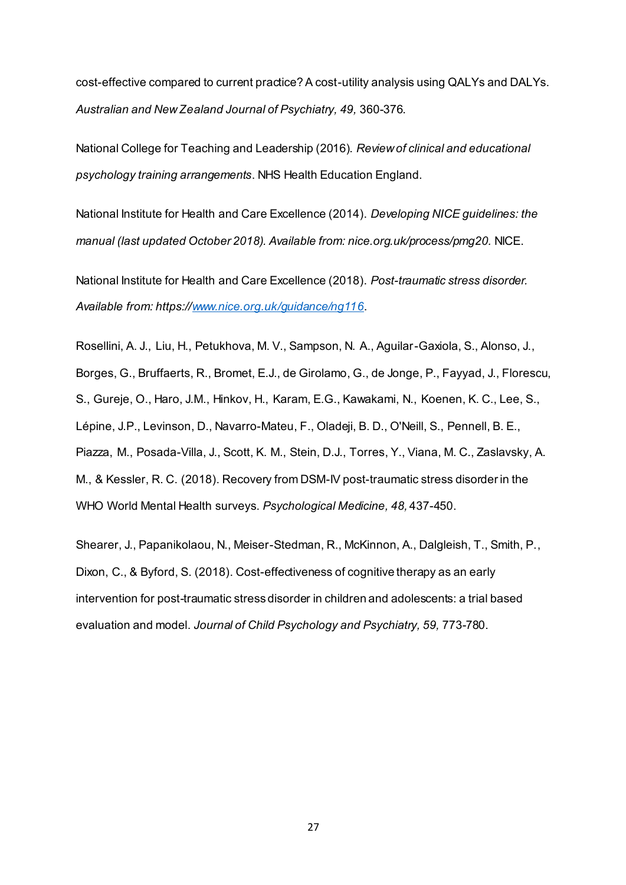cost-effective compared to current practice? A cost-utility analysis using QALYs and DALYs. *Australian and New Zealand Journal of Psychiatry, 49,* 360-376.

National College for Teaching and Leadership (2016). *Review of clinical and educational psychology training arrangements*. NHS Health Education England.

National Institute for Health and Care Excellence (2014). *Developing NICE guidelines: the manual (last updated October 2018). Available from: nice.org.uk/process/pmg20.* NICE.

National Institute for Health and Care Excellence (2018). *Post-traumatic stress disorder. Available from: https://www.nice.org.uk/guidance/ng116*.

Rosellini, A. J., Liu, H., Petukhova, M. V., Sampson, N. A., Aguilar-Gaxiola, S., Alonso, J., Borges, G., Bruffaerts, R., Bromet, E.J., de Girolamo, G., de Jonge, P., Fayyad, J., Florescu, S., Gureje, O., Haro, J.M., Hinkov, H., Karam, E.G., Kawakami, N., Koenen, K. C., Lee, S., Lépine, J.P., Levinson, D., Navarro-Mateu, F., Oladeji, B. D., O'Neill, S., Pennell, B. E., Piazza, M., Posada-Villa, J., Scott, K. M., Stein, D.J., Torres, Y., Viana, M. C., Zaslavsky, A. M., & Kessler, R. C. (2018). Recovery from DSM-IV post-traumatic stress disorder in the WHO World Mental Health surveys. *Psychological Medicine, 48,* 437-450.

Shearer, J., Papanikolaou, N., Meiser-Stedman, R., McKinnon, A., Dalgleish, T., Smith, P., Dixon, C., & Byford, S. (2018). Cost-effectiveness of cognitive therapy as an early intervention for post-traumatic stress disorder in children and adolescents: a trial based evaluation and model. *Journal of Child Psychology and Psychiatry, 59,* 773-780.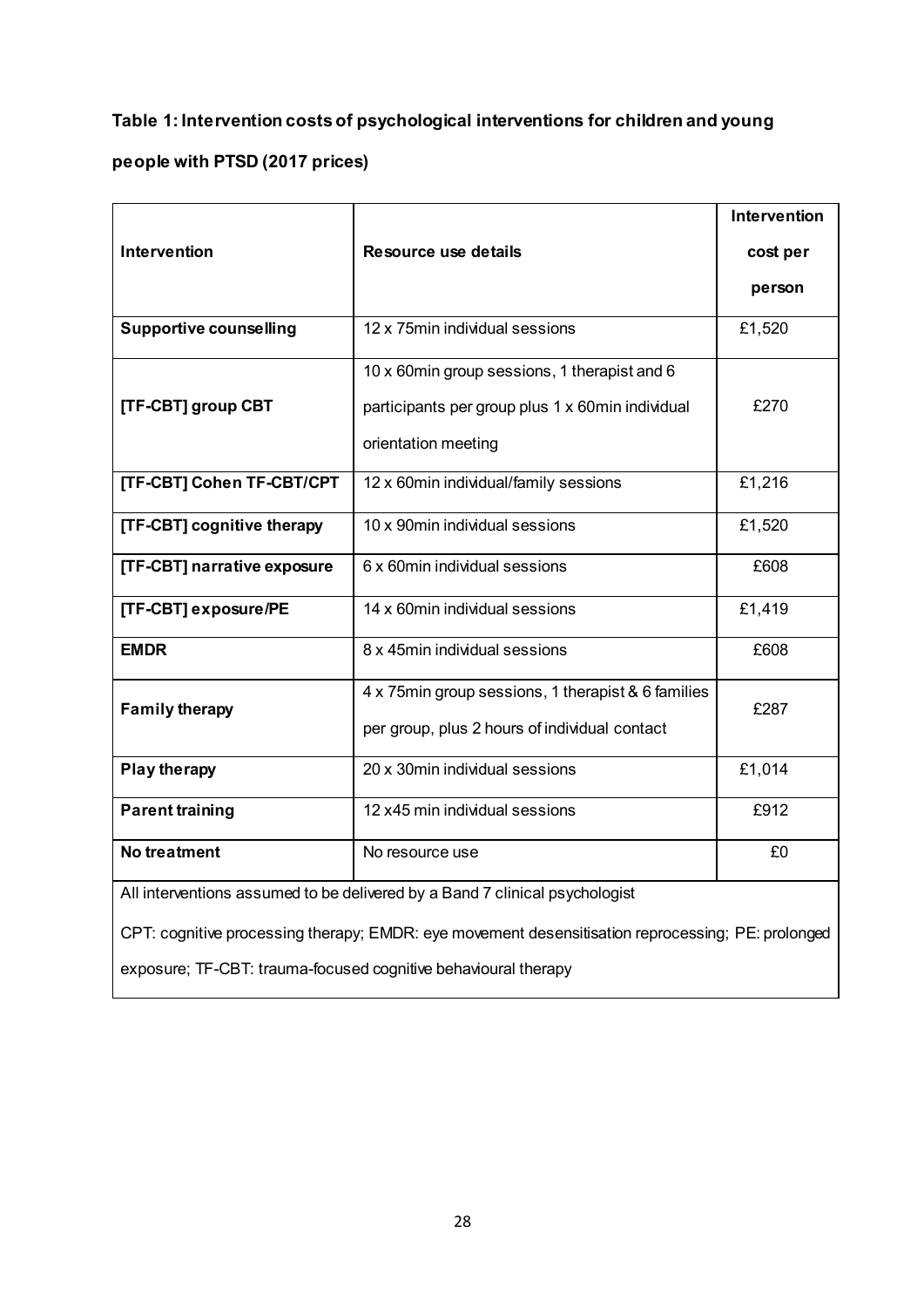**Table 1: Intervention costs of psychological interventions for children and young people with PTSD (2017 prices)**

| Intervention | Resource use details | Intervention cost per person |
|---|---|---|
| **Supportive counselling** | 12 x 75min individual sessions | £1,520 |
| **[TF-CBT] group CBT** | 10 x 60min group sessions, 1 therapist and 6 participants per group plus 1 x 60min individual orientation meeting | £270 |
| **[TF-CBT] Cohen TF-CBT/CPT** | 12 x 60min individual/family sessions | £1,216 |
| **[TF-CBT] cognitive therapy** | 10 x 90min individual sessions | £1,520 |
| **[TF-CBT] narrative exposure** | 6 x 60min individual sessions | £608 |
| **[TF-CBT] exposure/PE** | 14 x 60min individual sessions | £1,419 |
| **EMDR** | 8 x 45min individual sessions | £608 |
| **Family therapy** | 4 x 75min group sessions, 1 therapist & 6 families per group, plus 2 hours of individual contact | £287 |
| **Play therapy** | 20 x 30min individual sessions | £1,014 |
| **Parent training** | 12 x45 min individual sessions | £912 |
| **No treatment** | No resource use | £0 |

All interventions assumed to be delivered by a Band 7 clinical psychologist

CPT: cognitive processing therapy; EMDR: eye movement desensitisation reprocessing; PE: prolonged exposure; TF-CBT: trauma-focused cognitive behavioural therapy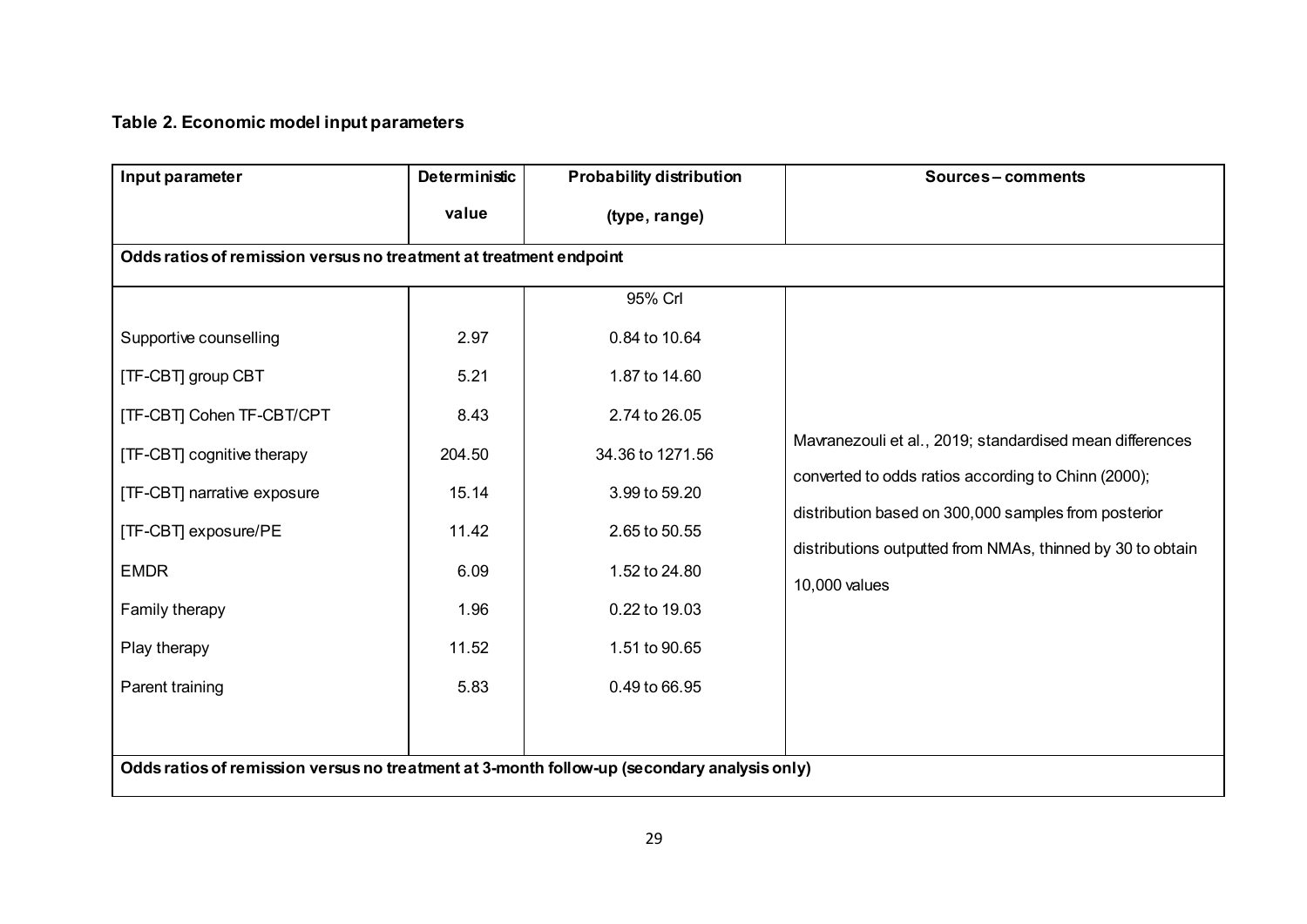**Table 2. Economic model input parameters**

| Input parameter | Deterministic value | Probability distribution (type, range) | Sources – comments |
|---|---|---|---|
| **Odds ratios of remission versus no treatment at treatment endpoint** | | | |
| | | 95% CrI | Mavranezouli et al., 2019; standardised mean differences converted to odds ratios according to Chinn (2000); distribution based on 300,000 samples from posterior distributions outputted from NMAs, thinned by 30 to obtain 10,000 values |
| Supportive counselling | 2.97 | 0.84 to 10.64 | |
| [TF-CBT] group CBT | 5.21 | 1.87 to 14.60 | |
| [TF-CBT] Cohen TF-CBT/CPT | 8.43 | 2.74 to 26.05 | |
| [TF-CBT] cognitive therapy | 204.50 | 34.36 to 1271.56 | |
| [TF-CBT] narrative exposure | 15.14 | 3.99 to 59.20 | |
| [TF-CBT] exposure/PE | 11.42 | 2.65 to 50.55 | |
| EMDR | 6.09 | 1.52 to 24.80 | |
| Family therapy | 1.96 | 0.22 to 19.03 | |
| Play therapy | 11.52 | 1.51 to 90.65 | |
| Parent training | 5.83 | 0.49 to 66.95 | |
| **Odds ratios of remission versus no treatment at 3-month follow-up (secondary analysis only)** | | | |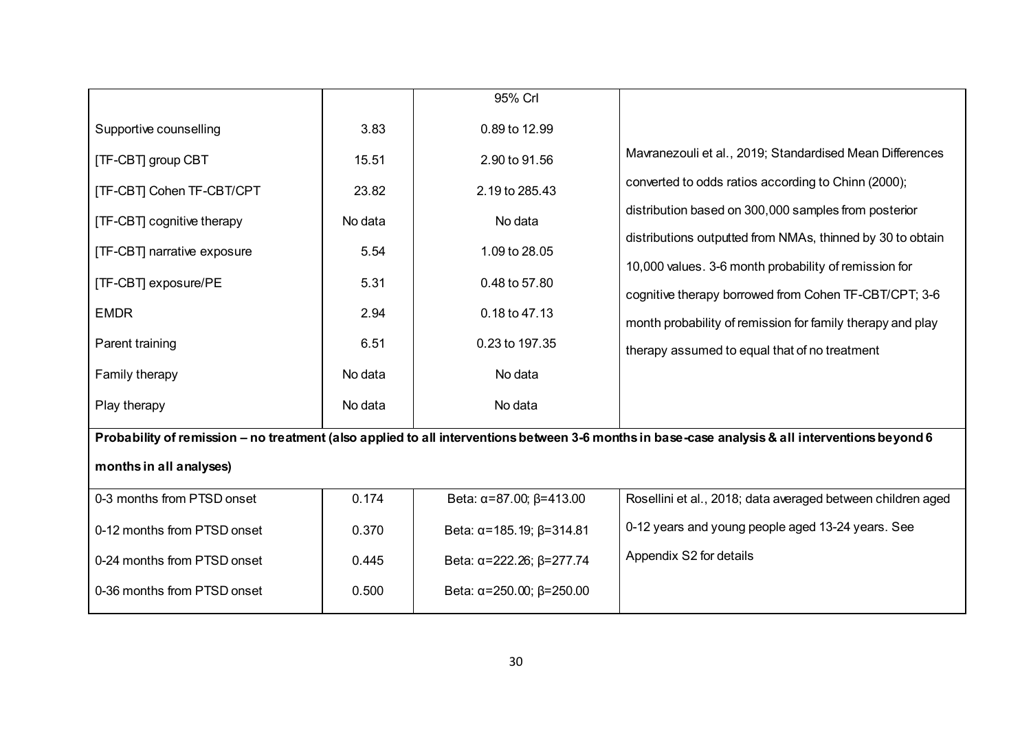| | | 95% CrI | |
|---|---|---|---|
| Supportive counselling | 3.83 | 0.89 to 12.99 | Mavranezouli et al., 2019; Standardised Mean Differences converted to odds ratios according to Chinn (2000); distribution based on 300,000 samples from posterior distributions outputted from NMAs, thinned by 30 to obtain 10,000 values. 3-6 month probability of remission for cognitive therapy borrowed from Cohen TF-CBT/CPT; 3-6 month probability of remission for family therapy and play therapy assumed to equal that of no treatment |
| [TF-CBT] group CBT | 15.51 | 2.90 to 91.56 | |
| [TF-CBT] Cohen TF-CBT/CPT | 23.82 | 2.19 to 285.43 | |
| [TF-CBT] cognitive therapy | No data | No data | |
| [TF-CBT] narrative exposure | 5.54 | 1.09 to 28.05 | |
| [TF-CBT] exposure/PE | 5.31 | 0.48 to 57.80 | |
| EMDR | 2.94 | 0.18 to 47.13 | |
| Parent training | 6.51 | 0.23 to 197.35 | |
| Family therapy | No data | No data | |
| Play therapy | No data | No data | |
| **Probability of remission – no treatment (also applied to all interventions between 3-6 months in base-case analysis & all interventions beyond 6 months in all analyses)** | | | |
| 0-3 months from PTSD onset | 0.174 | Beta: $\alpha$=87.00; $\beta$=413.00 | Rosellini et al., 2018; data averaged between children aged 0-12 years and young people aged 13-24 years. See Appendix S2 for details |
| 0-12 months from PTSD onset | 0.370 | Beta: $\alpha$=185.19; $\beta$=314.81 | |
| 0-24 months from PTSD onset | 0.445 | Beta: $\alpha$=222.26; $\beta$=277.74 | |
| 0-36 months from PTSD onset | 0.500 | Beta: $\alpha$=250.00; $\beta$=250.00 | |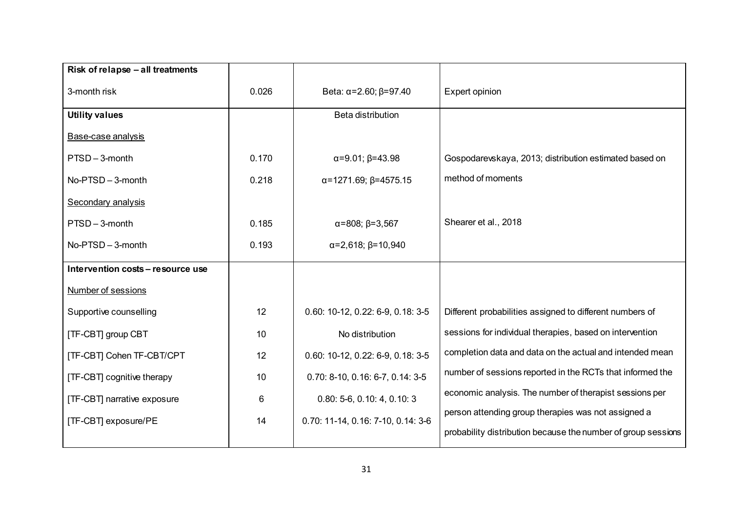| | | | |
|---|---|---|---|
| **Risk of relapse – all treatments** | | | |
| 3-month risk | 0.026 | Beta: α=2.60; β=97.40 | Expert opinion |
| **Utility values** | | Beta distribution | |
| Base-case analysis | | | |
| PTSD – 3-month | 0.170 | α=9.01; β=43.98 | Gospodarevskaya, 2013; distribution estimated based on method of moments |
| No-PTSD – 3-month | 0.218 | α=1271.69; β=4575.15 | |
| Secondary analysis | | | |
| PTSD – 3-month | 0.185 | α=808; β=3,567 | Shearer et al., 2018 |
| No-PTSD – 3-month | 0.193 | α=2,618; β=10,940 | |
| **Intervention costs – resource use** | | | |
| Number of sessions | | | |
| Supportive counselling | 12 | 0.60: 10-12, 0.22: 6-9, 0.18: 3-5 | Different probabilities assigned to different numbers of sessions for individual therapies, based on intervention completion data and data on the actual and intended mean number of sessions reported in the RCTs that informed the economic analysis. The number of therapist sessions per person attending group therapies was not assigned a probability distribution because the number of group sessions |
| [TF-CBT] group CBT | 10 | No distribution | |
| [TF-CBT] Cohen TF-CBT/CPT | 12 | 0.60: 10-12, 0.22: 6-9, 0.18: 3-5 | |
| [TF-CBT] cognitive therapy | 10 | 0.70: 8-10, 0.16: 6-7, 0.14: 3-5 | |
| [TF-CBT] narrative exposure | 6 | 0.80: 5-6, 0.10: 4, 0.10: 3 | |
| [TF-CBT] exposure/PE | 14 | 0.70: 11-14, 0.16: 7-10, 0.14: 3-6 | |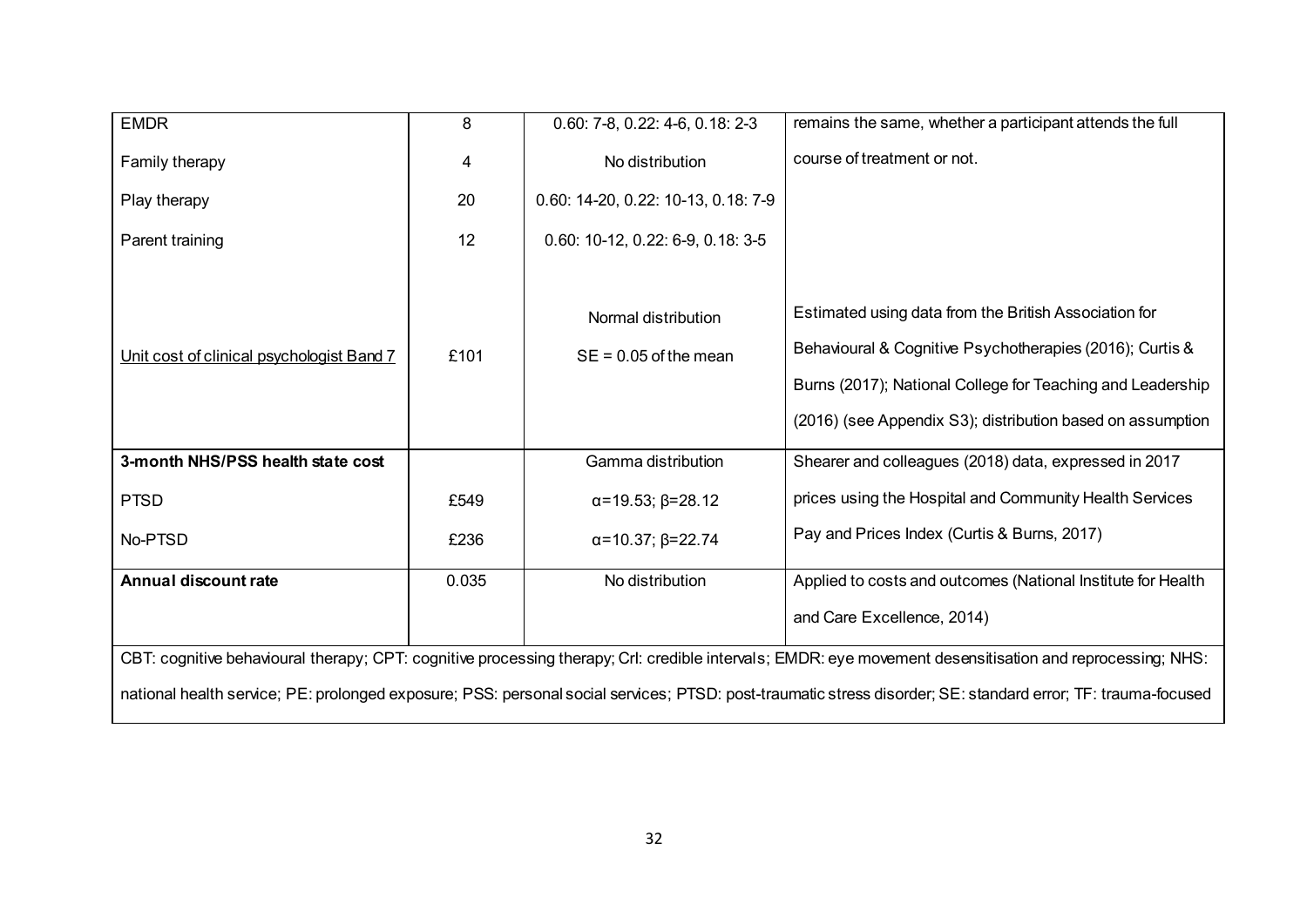| | | | |
|---|---|---|---|
| EMDR | 8 | 0.60: 7-8, 0.22: 4-6, 0.18: 2-3 | remains the same, whether a participant attends the full course of treatment or not. |
| Family therapy | 4 | No distribution | |
| Play therapy | 20 | 0.60: 14-20, 0.22: 10-13, 0.18: 7-9 | |
| Parent training | 12 | 0.60: 10-12, 0.22: 6-9, 0.18: 3-5 | |
| Unit cost of clinical psychologist Band 7 | £101 | Normal distribution SE = 0.05 of the mean | Estimated using data from the British Association for Behavioural & Cognitive Psychotherapies (2016); Curtis & Burns (2017); National College for Teaching and Leadership (2016) (see Appendix S3); distribution based on assumption |
| **3-month NHS/PSS health state cost** | | Gamma distribution | Shearer and colleagues (2018) data, expressed in 2017 prices using the Hospital and Community Health Services Pay and Prices Index (Curtis & Burns, 2017) |
| PTSD | £549 | $\alpha$=19.53; $\beta$=28.12 | |
| No-PTSD | £236 | $\alpha$=10.37; $\beta$=22.74 | |
| **Annual discount rate** | 0.035 | No distribution | Applied to costs and outcomes (National Institute for Health and Care Excellence, 2014) |

CBT: cognitive behavioural therapy; CPT: cognitive processing therapy; CrI: credible intervals; EMDR: eye movement desensitisation and reprocessing; NHS: national health service; PE: prolonged exposure; PSS: personal social services; PTSD: post-traumatic stress disorder; SE: standard error; TF: trauma-focused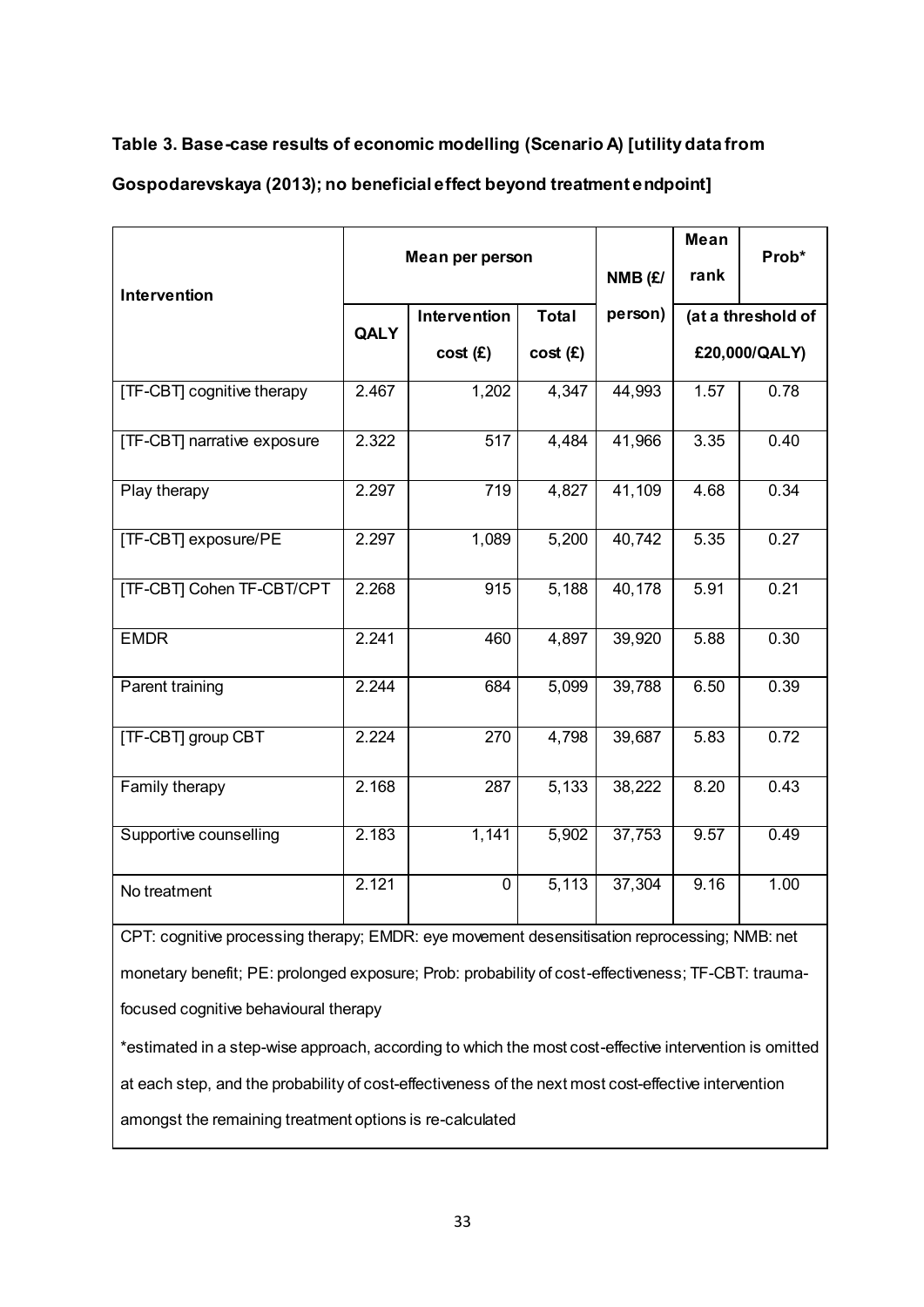**Table 3. Base-case results of economic modelling (Scenario A) [utility data from Gospodarevskaya (2013); no beneficial effect beyond treatment endpoint]**

| Intervention | Mean per person | | | NMB (£/ person) | Mean rank | Prob* |
|---|---|---|---|---|---|---|
| | QALY | Intervention cost (£) | Total cost (£) | | (at a threshold of £20,000/QALY) | |
| [TF-CBT] cognitive therapy | 2.467 | 1,202 | 4,347 | 44,993 | 1.57 | 0.78 |
| [TF-CBT] narrative exposure | 2.322 | 517 | 4,484 | 41,966 | 3.35 | 0.40 |
| Play therapy | 2.297 | 719 | 4,827 | 41,109 | 4.68 | 0.34 |
| [TF-CBT] exposure/PE | 2.297 | 1,089 | 5,200 | 40,742 | 5.35 | 0.27 |
| [TF-CBT] Cohen TF-CBT/CPT | 2.268 | 915 | 5,188 | 40,178 | 5.91 | 0.21 |
| EMDR | 2.241 | 460 | 4,897 | 39,920 | 5.88 | 0.30 |
| Parent training | 2.244 | 684 | 5,099 | 39,788 | 6.50 | 0.39 |
| [TF-CBT] group CBT | 2.224 | 270 | 4,798 | 39,687 | 5.83 | 0.72 |
| Family therapy | 2.168 | 287 | 5,133 | 38,222 | 8.20 | 0.43 |
| Supportive counselling | 2.183 | 1,141 | 5,902 | 37,753 | 9.57 | 0.49 |
| No treatment | 2.121 | 0 | 5,113 | 37,304 | 9.16 | 1.00 |

CPT: cognitive processing therapy; EMDR: eye movement desensitisation reprocessing; NMB: net monetary benefit; PE: prolonged exposure; Prob: probability of cost-effectiveness; TF-CBT: trauma-focused cognitive behavioural therapy

*estimated in a step-wise approach, according to which the most cost-effective intervention is omitted at each step, and the probability of cost-effectiveness of the next most cost-effective intervention amongst the remaining treatment options is re-calculated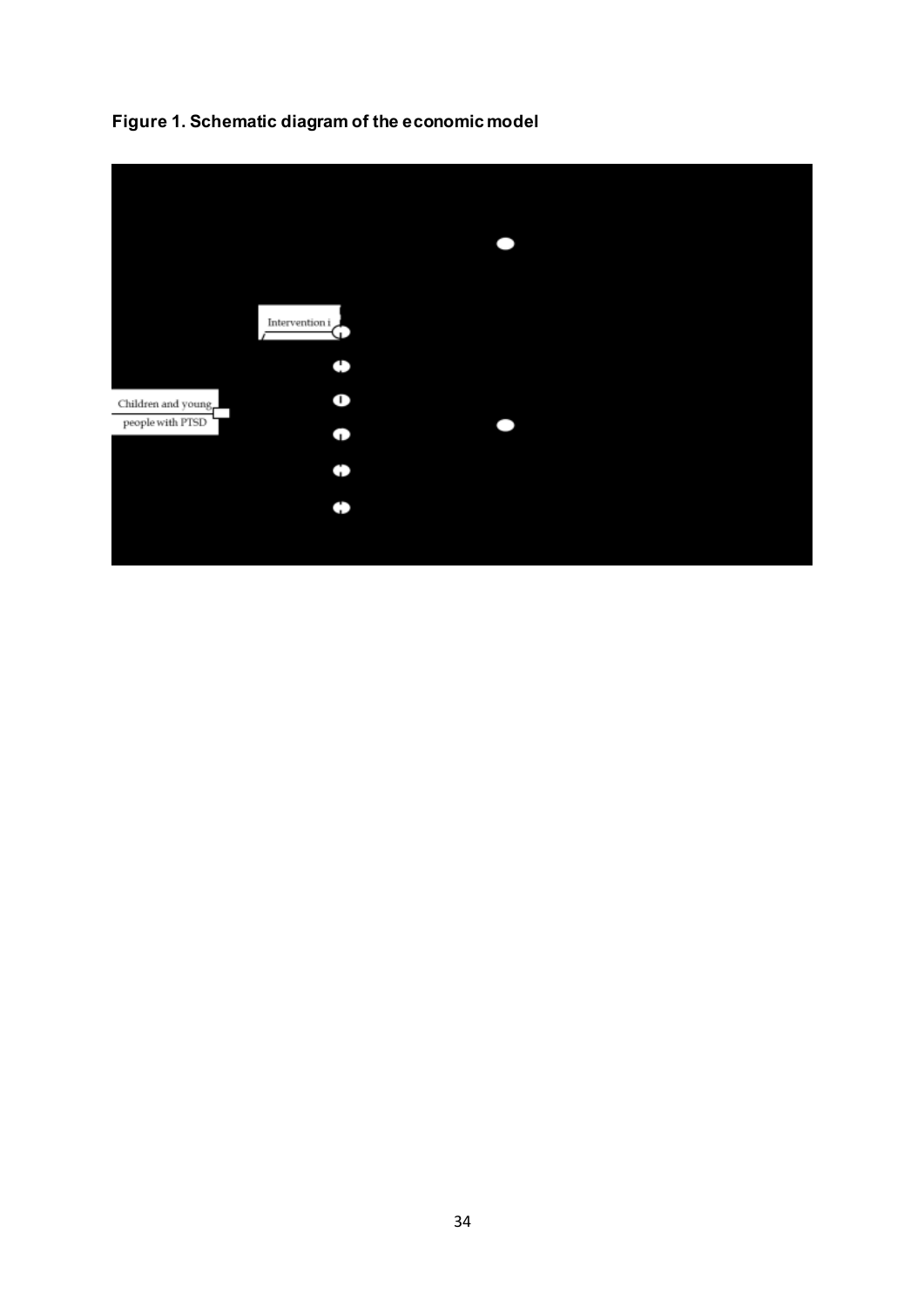**Figure 1. Schematic diagram of the economic model**

Intervention i

Children and young people with PTSD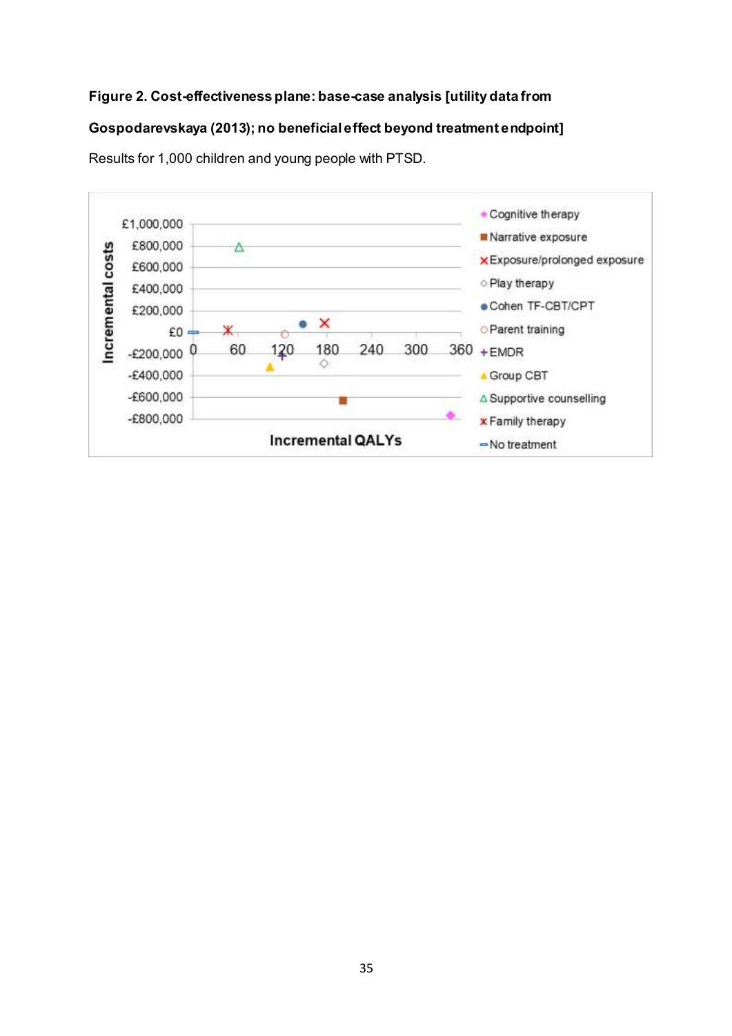**Figure 2. Cost-effectiveness plane: base-case analysis [utility data from Gospodarevskaya (2013); no beneficial effect beyond treatment endpoint]**

Results for 1,000 children and young people with PTSD.

Incremental costs

£1,000,000
£800,000
£600,000
£400,000
£200,000
£0
-£200,000
-£400,000
-£600,000
-£800,000

0 60 120 180 240 300 360

Incremental QALYs

- Cognitive therapy
- Narrative exposure
- Exposure/prolonged exposure
- Play therapy
- Cohen TF-CBT/CPT
- Parent training
- EMDR
- Group CBT
- Supportive counselling
- Family therapy
- No treatment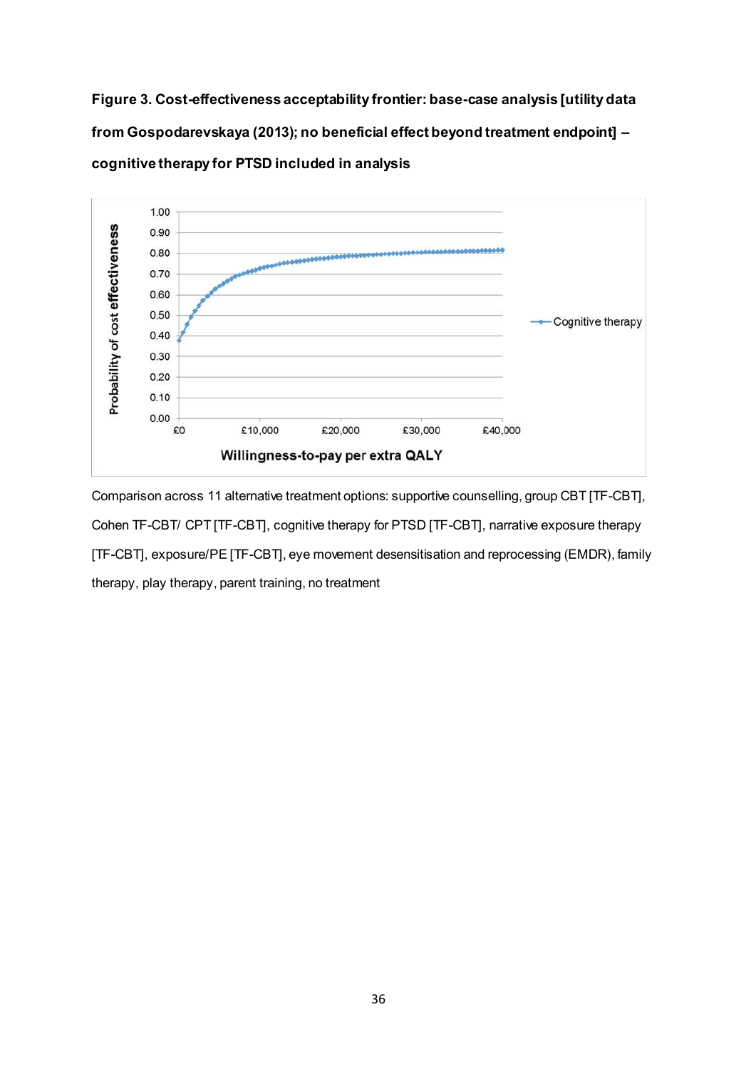**Figure 3. Cost-effectiveness acceptability frontier: base-case analysis [utility data from Gospodarevskaya (2013); no beneficial effect beyond treatment endpoint] – cognitive therapy for PTSD included in analysis**

Comparison across 11 alternative treatment options: supportive counselling, group CBT [TF-CBT], Cohen TF-CBT/ CPT [TF-CBT], cognitive therapy for PTSD [TF-CBT], narrative exposure therapy [TF-CBT], exposure/PE [TF-CBT], eye movement desensitisation and reprocessing (EMDR), family therapy, play therapy, parent training, no treatment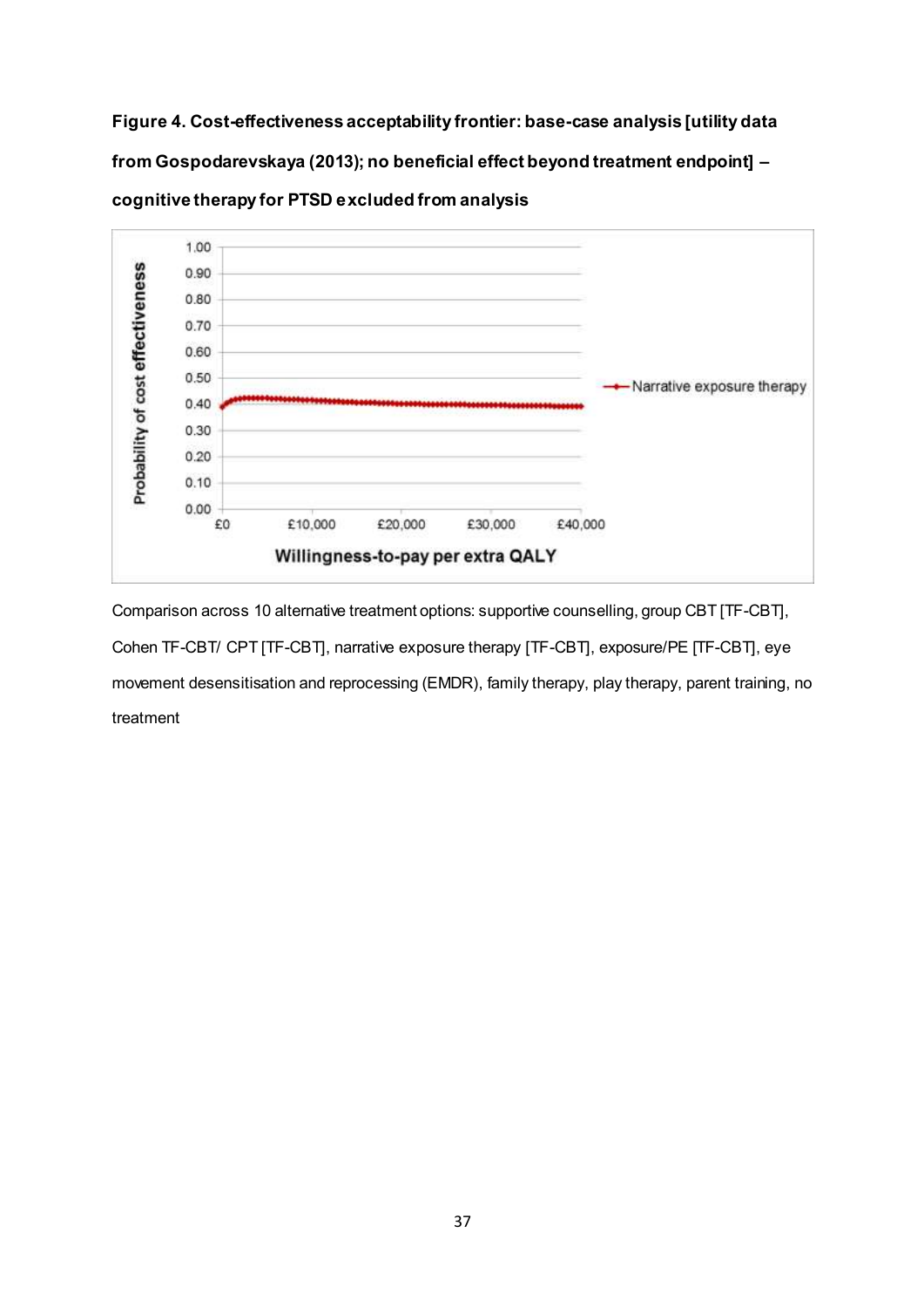**Figure 4. Cost-effectiveness acceptability frontier: base-case analysis [utility data from Gospodarevskaya (2013); no beneficial effect beyond treatment endpoint] – cognitive therapy for PTSD excluded from analysis**

Probability of cost effectiveness

1.00
0.90
0.80
0.70
0.60
0.50
0.40
0.30
0.20
0.10
0.00

£0
£10,000
£20,000
£30,000
£40,000

Willingness-to-pay per extra QALY

Narrative exposure therapy

Comparison across 10 alternative treatment options: supportive counselling, group CBT [TF-CBT], Cohen TF-CBT/ CPT [TF-CBT], narrative exposure therapy [TF-CBT], exposure/PE [TF-CBT], eye movement desensitisation and reprocessing (EMDR), family therapy, play therapy, parent training, no treatment